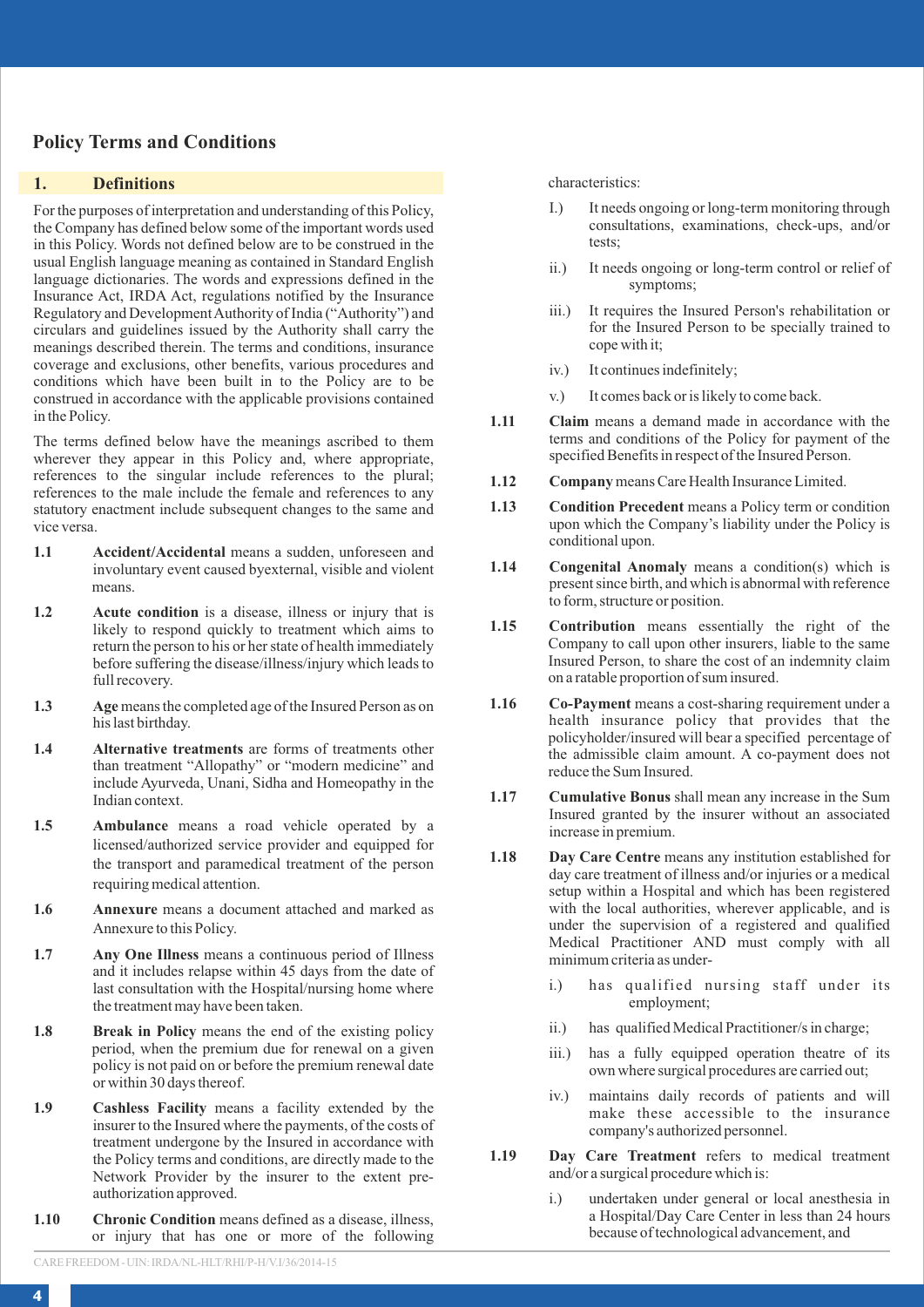# Policy Terms and Conditions

## 1. Definitions

For the purposes of interpretation and understanding of this Policy, the Company has defined below some of the important words used in this Policy. Words not defined below are to be construed in the usual English language meaning as contained in Standard English language dictionaries. The words and expressions defined in the Insurance Act, IRDA Act, regulations notified by the Insurance Regulatory and Development Authority of India ("Authority") and circulars and guidelines issued by the Authority shall carry the meanings described therein. The terms and conditions, insurance coverage and exclusions, other benefits, various procedures and conditions which have been built in to the Policy are to be construed in accordance with the applicable provisions contained in the Policy.

The terms defined below have the meanings ascribed to them wherever they appear in this Policy and, where appropriate, references to the singular include references to the plural; references to the male include the female and references to any statutory enactment include subsequent changes to the same and vice versa.

**1.1** **Accident/Accidental** means a sudden, unforeseen and involuntary event caused byexternal, visible and violent means.

**1.2** **Acute condition** is a disease, illness or injury that is likely to respond quickly to treatment which aims to return the person to his or her state of health immediately before suffering the disease/illness/injury which leads to full recovery.

**1.3** **Age** means the completed age of the Insured Person as on his last birthday.

**1.4** **Alternative treatments** are forms of treatments other than treatment "Allopathy" or "modern medicine" and include Ayurveda, Unani, Sidha and Homeopathy in the Indian context.

**1.5** **Ambulance** means a road vehicle operated by a licensed/authorized service provider and equipped for the transport and paramedical treatment of the person requiring medical attention.

**1.6** **Annexure** means a document attached and marked as Annexure to this Policy.

**1.7** **Any One Illness** means a continuous period of Illness and it includes relapse within 45 days from the date of last consultation with the Hospital/nursing home where the treatment may have been taken.

**1.8** **Break in Policy** means the end of the existing policy period, when the premium due for renewal on a given policy is not paid on or before the premium renewal date or within 30 days thereof.

**1.9** **Cashless Facility** means a facility extended by the insurer to the Insured where the payments, of the costs of treatment undergone by the Insured in accordance with the Policy terms and conditions, are directly made to the Network Provider by the insurer to the extent pre-authorization approved.

**1.10** **Chronic Condition** means defined as a disease, illness, or injury that has one or more of the following characteristics:

- I.) It needs ongoing or long-term monitoring through consultations, examinations, check-ups, and/or tests;
- ii.) It needs ongoing or long-term control or relief of symptoms;
- iii.) It requires the Insured Person's rehabilitation or for the Insured Person to be specially trained to cope with it;
- iv.) It continues indefinitely;
- v.) It comes back or is likely to come back.

**1.11** **Claim** means a demand made in accordance with the terms and conditions of the Policy for payment of the specified Benefits in respect of the Insured Person.

**1.12** **Company** means Care Health Insurance Limited.

**1.13** **Condition Precedent** means a Policy term or condition upon which the Company's liability under the Policy is conditional upon.

**1.14** **Congenital Anomaly** means a condition(s) which is present since birth, and which is abnormal with reference to form, structure or position.

**1.15** **Contribution** means essentially the right of the Company to call upon other insurers, liable to the same Insured Person, to share the cost of an indemnity claim on a ratable proportion of sum insured.

**1.16** **Co-Payment** means a cost-sharing requirement under a health insurance policy that provides that the policyholder/insured will bear a specified percentage of the admissible claim amount. A co-payment does not reduce the Sum Insured.

**1.17** **Cumulative Bonus** shall mean any increase in the Sum Insured granted by the insurer without an associated increase in premium.

**1.18** **Day Care Centre** means any institution established for day care treatment of illness and/or injuries or a medical setup within a Hospital and which has been registered with the local authorities, wherever applicable, and is under the supervision of a registered and qualified Medical Practitioner AND must comply with all minimum criteria as under-

- i.) has qualified nursing staff under its employment;
- ii.) has qualified Medical Practitioner/s in charge;
- iii.) has a fully equipped operation theatre of its own where surgical procedures are carried out;
- iv.) maintains daily records of patients and will make these accessible to the insurance company's authorized personnel.

**1.19** **Day Care Treatment** refers to medical treatment and/or a surgical procedure which is:

- i.) undertaken under general or local anesthesia in a Hospital/Day Care Center in less than 24 hours because of technological advancement, and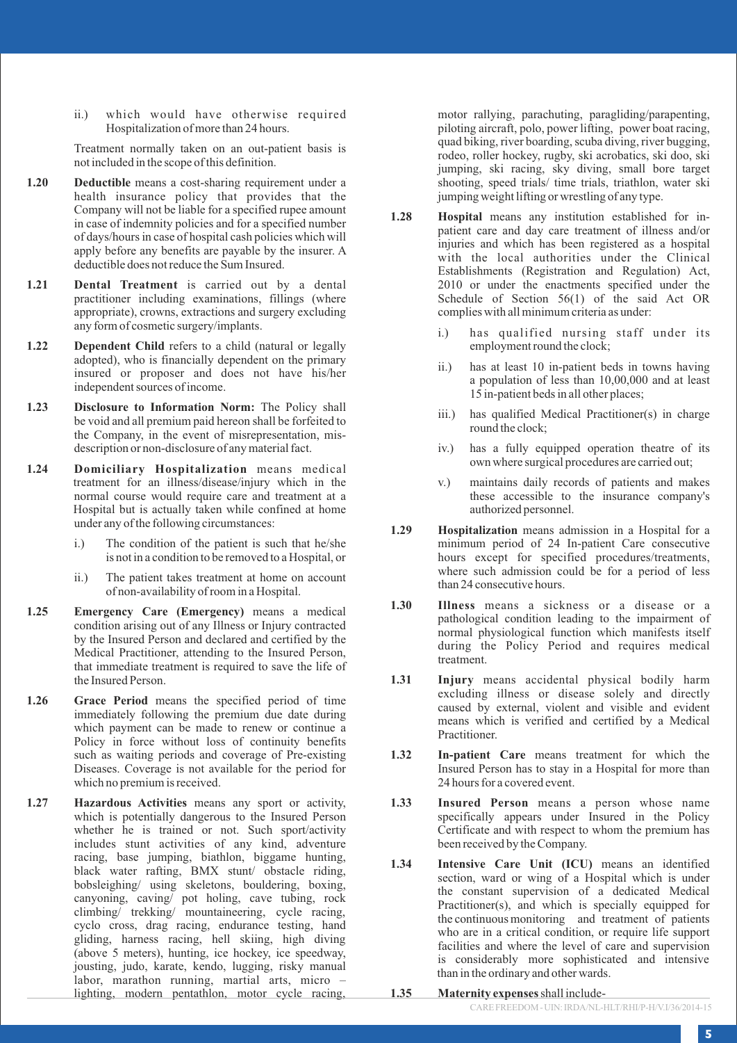ii.) which would have otherwise required Hospitalization of more than 24 hours.

Treatment normally taken on an out-patient basis is not included in the scope of this definition.

**1.20** **Deductible** means a cost-sharing requirement under a health insurance policy that provides that the Company will not be liable for a specified rupee amount in case of indemnity policies and for a specified number of days/hours in case of hospital cash policies which will apply before any benefits are payable by the insurer. A deductible does not reduce the Sum Insured.

**1.21** **Dental Treatment** is carried out by a dental practitioner including examinations, fillings (where appropriate), crowns, extractions and surgery excluding any form of cosmetic surgery/implants.

**1.22** **Dependent Child** refers to a child (natural or legally adopted), who is financially dependent on the primary insured or proposer and does not have his/her independent sources of income.

**1.23** **Disclosure to Information Norm:** The Policy shall be void and all premium paid hereon shall be forfeited to the Company, in the event of misrepresentation, mis-description or non-disclosure of any material fact.

**1.24** **Domiciliary Hospitalization** means medical treatment for an illness/disease/injury which in the normal course would require care and treatment at a Hospital but is actually taken while confined at home under any of the following circumstances:

i.) The condition of the patient is such that he/she is not in a condition to be removed to a Hospital, or

ii.) The patient takes treatment at home on account of non-availability of room in a Hospital.

**1.25** **Emergency Care (Emergency)** means a medical condition arising out of any Illness or Injury contracted by the Insured Person and declared and certified by the Medical Practitioner, attending to the Insured Person, that immediate treatment is required to save the life of the Insured Person.

**1.26** **Grace Period** means the specified period of time immediately following the premium due date during which payment can be made to renew or continue a Policy in force without loss of continuity benefits such as waiting periods and coverage of Pre-existing Diseases. Coverage is not available for the period for which no premium is received.

**1.27** **Hazardous Activities** means any sport or activity, which is potentially dangerous to the Insured Person whether he is trained or not. Such sport/activity includes stunt activities of any kind, adventure racing, base jumping, biathlon, biggame hunting, black water rafting, BMX stunt/ obstacle riding, bobsleighing/ using skeletons, bouldering, boxing, canyoning, caving/ pot holing, cave tubing, rock climbing/ trekking/ mountaineering, cycle racing, cyclo cross, drag racing, endurance testing, hand gliding, harness racing, hell skiing, high diving (above 5 meters), hunting, ice hockey, ice speedway, jousting, judo, karate, kendo, lugging, risky manual labor, marathon running, martial arts, micro – lighting, modern pentathlon, motor cycle racing, motor rallying, parachuting, paragliding/parapenting, piloting aircraft, polo, power lifting, power boat racing, quad biking, river boarding, scuba diving, river bugging, rodeo, roller hockey, rugby, ski acrobatics, ski doo, ski jumping, ski racing, sky diving, small bore target shooting, speed trials/ time trials, triathlon, water ski jumping weight lifting or wrestling of any type.

**1.28** **Hospital** means any institution established for in-patient care and day care treatment of illness and/or injuries and which has been registered as a hospital with the local authorities under the Clinical Establishments (Registration and Regulation) Act, 2010 or under the enactments specified under the Schedule of Section 56(1) of the said Act OR complies with all minimum criteria as under:

i.) has qualified nursing staff under its employment round the clock;

ii.) has at least 10 in-patient beds in towns having a population of less than 10,00,000 and at least 15 in-patient beds in all other places;

iii.) has qualified Medical Practitioner(s) in charge round the clock;

iv.) has a fully equipped operation theatre of its own where surgical procedures are carried out;

v.) maintains daily records of patients and makes these accessible to the insurance company's authorized personnel.

**1.29** **Hospitalization** means admission in a Hospital for a minimum period of 24 In-patient Care consecutive hours except for specified procedures/treatments, where such admission could be for a period of less than 24 consecutive hours.

**1.30** **Illness** means a sickness or a disease or a pathological condition leading to the impairment of normal physiological function which manifests itself during the Policy Period and requires medical treatment.

**1.31** **Injury** means accidental physical bodily harm excluding illness or disease solely and directly caused by external, violent and visible and evident means which is verified and certified by a Medical Practitioner.

**1.32** **In-patient Care** means treatment for which the Insured Person has to stay in a Hospital for more than 24 hours for a covered event.

**1.33** **Insured Person** means a person whose name specifically appears under Insured in the Policy Certificate and with respect to whom the premium has been received by the Company.

**1.34** **Intensive Care Unit (ICU)** means an identified section, ward or wing of a Hospital which is under the constant supervision of a dedicated Medical Practitioner(s), and which is specially equipped for the continuous monitoring and treatment of patients who are in a critical condition, or require life support facilities and where the level of care and supervision is considerably more sophisticated and intensive than in the ordinary and other wards.

**1.35** **Maternity expenses** shall include-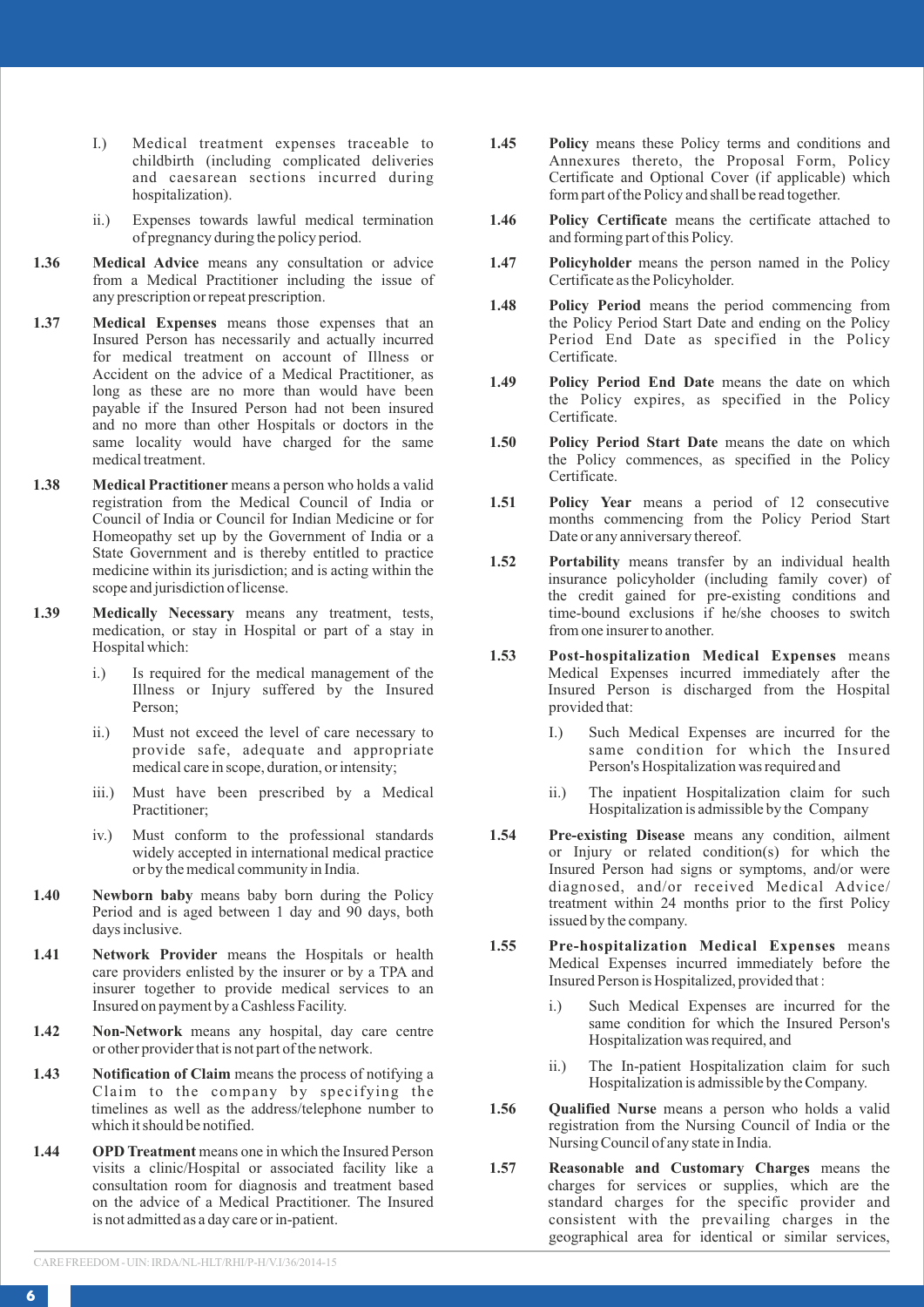I.) Medical treatment expenses traceable to childbirth (including complicated deliveries and caesarean sections incurred during hospitalization).

ii.) Expenses towards lawful medical termination of pregnancy during the policy period.

**1.36** **Medical Advice** means any consultation or advice from a Medical Practitioner including the issue of any prescription or repeat prescription.

**1.37** **Medical Expenses** means those expenses that an Insured Person has necessarily and actually incurred for medical treatment on account of Illness or Accident on the advice of a Medical Practitioner, as long as these are no more than would have been payable if the Insured Person had not been insured and no more than other Hospitals or doctors in the same locality would have charged for the same medical treatment.

**1.38** **Medical Practitioner** means a person who holds a valid registration from the Medical Council of India or Council of India or Council for Indian Medicine or for Homeopathy set up by the Government of India or a State Government and is thereby entitled to practice medicine within its jurisdiction; and is acting within the scope and jurisdiction of license.

**1.39** **Medically Necessary** means any treatment, tests, medication, or stay in Hospital or part of a stay in Hospital which:

i.) Is required for the medical management of the Illness or Injury suffered by the Insured Person;

ii.) Must not exceed the level of care necessary to provide safe, adequate and appropriate medical care in scope, duration, or intensity;

iii.) Must have been prescribed by a Medical Practitioner;

iv.) Must conform to the professional standards widely accepted in international medical practice or by the medical community in India.

**1.40** **Newborn baby** means baby born during the Policy Period and is aged between 1 day and 90 days, both days inclusive.

**1.41** **Network Provider** means the Hospitals or health care providers enlisted by the insurer or by a TPA and insurer together to provide medical services to an Insured on payment by a Cashless Facility.

**1.42** **Non-Network** means any hospital, day care centre or other provider that is not part of the network.

**1.43** **Notification of Claim** means the process of notifying a Claim to the company by specifying the timelines as well as the address/telephone number to which it should be notified.

**1.44** **OPD Treatment** means one in which the Insured Person visits a clinic/Hospital or associated facility like a consultation room for diagnosis and treatment based on the advice of a Medical Practitioner. The Insured is not admitted as a day care or in-patient.

**1.45** **Policy** means these Policy terms and conditions and Annexures thereto, the Proposal Form, Policy Certificate and Optional Cover (if applicable) which form part of the Policy and shall be read together.

**1.46** **Policy Certificate** means the certificate attached to and forming part of this Policy.

**1.47** **Policyholder** means the person named in the Policy Certificate as the Policyholder.

**1.48** **Policy Period** means the period commencing from the Policy Period Start Date and ending on the Policy Period End Date as specified in the Policy Certificate.

**1.49** **Policy Period End Date** means the date on which the Policy expires, as specified in the Policy Certificate.

**1.50** **Policy Period Start Date** means the date on which the Policy commences, as specified in the Policy Certificate.

**1.51** **Policy Year** means a period of 12 consecutive months commencing from the Policy Period Start Date or any anniversary thereof.

**1.52** **Portability** means transfer by an individual health insurance policyholder (including family cover) of the credit gained for pre-existing conditions and time-bound exclusions if he/she chooses to switch from one insurer to another.

**1.53** **Post-hospitalization Medical Expenses** means Medical Expenses incurred immediately after the Insured Person is discharged from the Hospital provided that:

I.) Such Medical Expenses are incurred for the same condition for which the Insured Person's Hospitalization was required and

ii.) The inpatient Hospitalization claim for such Hospitalization is admissible by the Company

**1.54** **Pre-existing Disease** means any condition, ailment or Injury or related condition(s) for which the Insured Person had signs or symptoms, and/or were diagnosed, and/or received Medical Advice/ treatment within 24 months prior to the first Policy issued by the company.

**1.55** **Pre-hospitalization Medical Expenses** means Medical Expenses incurred immediately before the Insured Person is Hospitalized, provided that :

i.) Such Medical Expenses are incurred for the same condition for which the Insured Person's Hospitalization was required, and

ii.) The In-patient Hospitalization claim for such Hospitalization is admissible by the Company.

**1.56** **Qualified Nurse** means a person who holds a valid registration from the Nursing Council of India or the Nursing Council of any state in India.

**1.57** **Reasonable and Customary Charges** means the charges for services or supplies, which are the standard charges for the specific provider and consistent with the prevailing charges in the geographical area for identical or similar services,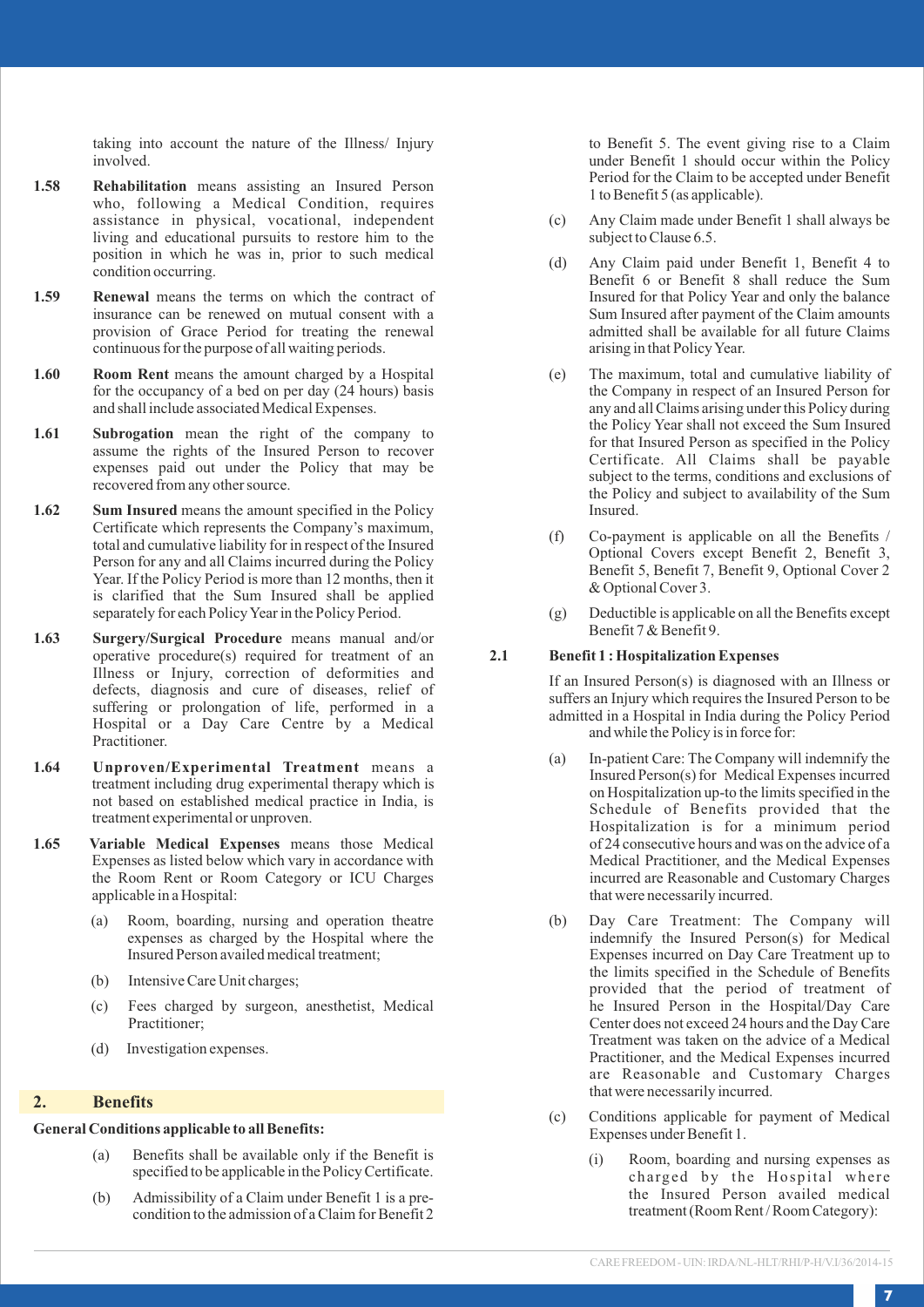taking into account the nature of the Illness/ Injury involved.

**1.58** **Rehabilitation** means assisting an Insured Person who, following a Medical Condition, requires assistance in physical, vocational, independent living and educational pursuits to restore him to the position in which he was in, prior to such medical condition occurring.

**1.59** **Renewal** means the terms on which the contract of insurance can be renewed on mutual consent with a provision of Grace Period for treating the renewal continuous for the purpose of all waiting periods.

**1.60** **Room Rent** means the amount charged by a Hospital for the occupancy of a bed on per day (24 hours) basis and shall include associated Medical Expenses.

**1.61** **Subrogation** mean the right of the company to assume the rights of the Insured Person to recover expenses paid out under the Policy that may be recovered from any other source.

**1.62** **Sum Insured** means the amount specified in the Policy Certificate which represents the Company's maximum, total and cumulative liability for in respect of the Insured Person for any and all Claims incurred during the Policy Year. If the Policy Period is more than 12 months, then it is clarified that the Sum Insured shall be applied separately for each Policy Year in the Policy Period.

**1.63** **Surgery/Surgical Procedure** means manual and/or operative procedure(s) required for treatment of an Illness or Injury, correction of deformities and defects, diagnosis and cure of diseases, relief of suffering or prolongation of life, performed in a Hospital or a Day Care Centre by a Medical Practitioner.

**1.64** **Unproven/Experimental Treatment** means a treatment including drug experimental therapy which is not based on established medical practice in India, is treatment experimental or unproven.

**1.65** **Variable Medical Expenses** means those Medical Expenses as listed below which vary in accordance with the Room Rent or Room Category or ICU Charges applicable in a Hospital:

(a) Room, boarding, nursing and operation theatre expenses as charged by the Hospital where the Insured Person availed medical treatment;

(b) Intensive Care Unit charges;

(c) Fees charged by surgeon, anesthetist, Medical Practitioner;

(d) Investigation expenses.

## 2. Benefits

**General Conditions applicable to all Benefits:**

(a) Benefits shall be available only if the Benefit is specified to be applicable in the Policy Certificate.

(b) Admissibility of a Claim under Benefit 1 is a pre-condition to the admission of a Claim for Benefit 2 to Benefit 5. The event giving rise to a Claim under Benefit 1 should occur within the Policy Period for the Claim to be accepted under Benefit 1 to Benefit 5 (as applicable).

(c) Any Claim made under Benefit 1 shall always be subject to Clause 6.5.

(d) Any Claim paid under Benefit 1, Benefit 4 to Benefit 6 or Benefit 8 shall reduce the Sum Insured for that Policy Year and only the balance Sum Insured after payment of the Claim amounts admitted shall be available for all future Claims arising in that Policy Year.

(e) The maximum, total and cumulative liability of the Company in respect of an Insured Person for any and all Claims arising under this Policy during the Policy Year shall not exceed the Sum Insured for that Insured Person as specified in the Policy Certificate. All Claims shall be payable subject to the terms, conditions and exclusions of the Policy and subject to availability of the Sum Insured.

(f) Co-payment is applicable on all the Benefits / Optional Covers except Benefit 2, Benefit 3, Benefit 5, Benefit 7, Benefit 9, Optional Cover 2 & Optional Cover 3.

(g) Deductible is applicable on all the Benefits except Benefit 7 & Benefit 9.

**2.1 Benefit 1 : Hospitalization Expenses**

If an Insured Person(s) is diagnosed with an Illness or suffers an Injury which requires the Insured Person to be admitted in a Hospital in India during the Policy Period and while the Policy is in force for:

(a) In-patient Care: The Company will indemnify the Insured Person(s) for Medical Expenses incurred on Hospitalization up-to the limits specified in the Schedule of Benefits provided that the Hospitalization is for a minimum period of 24 consecutive hours and was on the advice of a Medical Practitioner, and the Medical Expenses incurred are Reasonable and Customary Charges that were necessarily incurred.

(b) Day Care Treatment: The Company will indemnify the Insured Person(s) for Medical Expenses incurred on Day Care Treatment up to the limits specified in the Schedule of Benefits provided that the period of treatment of he Insured Person in the Hospital/Day Care Center does not exceed 24 hours and the Day Care Treatment was taken on the advice of a Medical Practitioner, and the Medical Expenses incurred are Reasonable and Customary Charges that were necessarily incurred.

(c) Conditions applicable for payment of Medical Expenses under Benefit 1.

(i) Room, boarding and nursing expenses as charged by the Hospital where the Insured Person availed medical treatment (Room Rent / Room Category):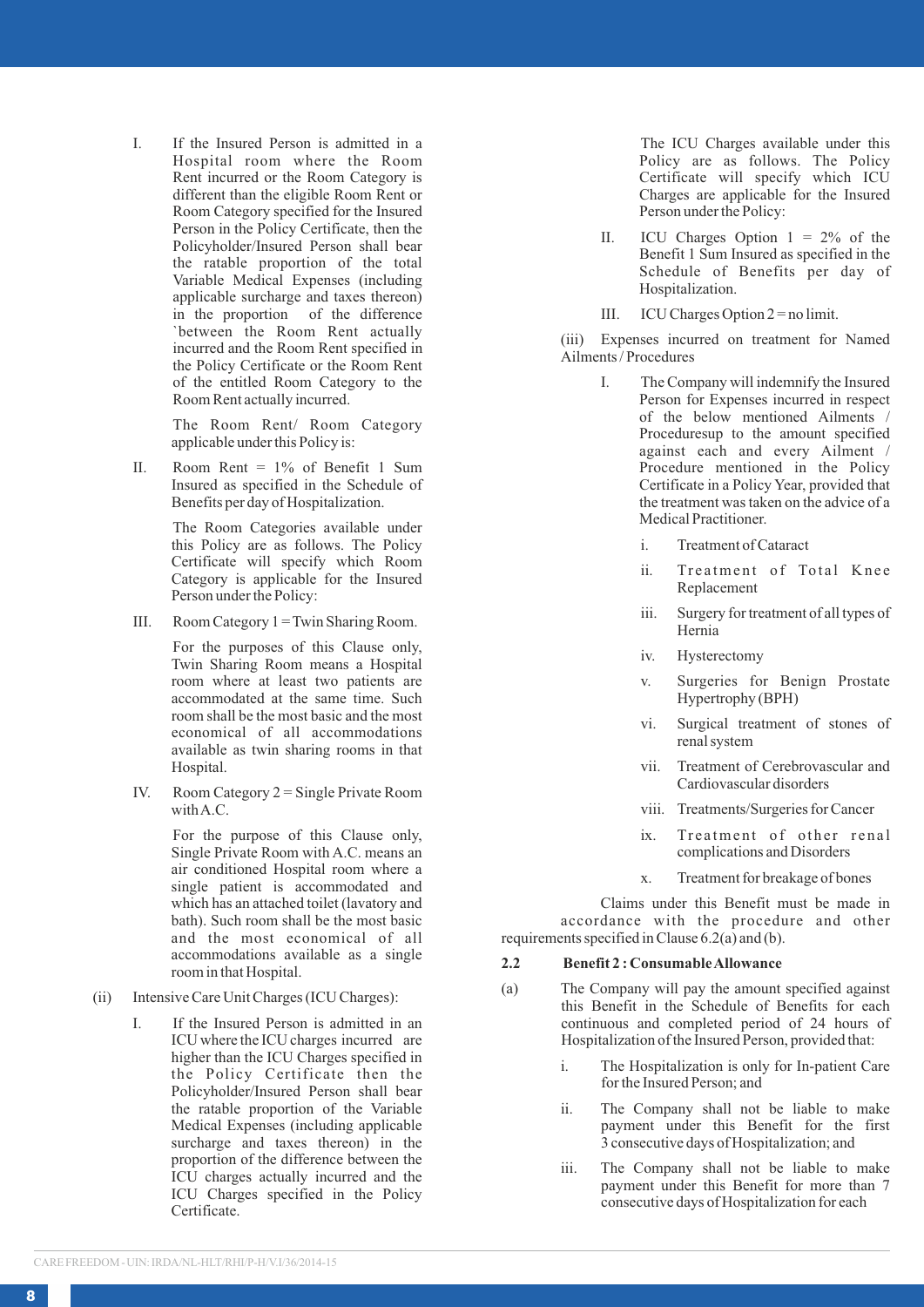I. If the Insured Person is admitted in a Hospital room where the Room Rent incurred or the Room Category is different than the eligible Room Rent or Room Category specified for the Insured Person in the Policy Certificate, then the Policyholder/Insured Person shall bear the ratable proportion of the total Variable Medical Expenses (including applicable surcharge and taxes thereon) in the proportion of the difference `between the Room Rent actually incurred and the Room Rent specified in the Policy Certificate or the Room Rent of the entitled Room Category to the Room Rent actually incurred.

The Room Rent/ Room Category applicable under this Policy is:

II. Room Rent = 1% of Benefit 1 Sum Insured as specified in the Schedule of Benefits per day of Hospitalization.

The Room Categories available under this Policy are as follows. The Policy Certificate will specify which Room Category is applicable for the Insured Person under the Policy:

III. Room Category 1 = Twin Sharing Room.

For the purposes of this Clause only, Twin Sharing Room means a Hospital room where at least two patients are accommodated at the same time. Such room shall be the most basic and the most economical of all accommodations available as twin sharing rooms in that Hospital.

IV. Room Category 2 = Single Private Room with A.C.

For the purpose of this Clause only, Single Private Room with A.C. means an air conditioned Hospital room where a single patient is accommodated and which has an attached toilet (lavatory and bath). Such room shall be the most basic and the most economical of all accommodations available as a single room in that Hospital.

(ii) Intensive Care Unit Charges (ICU Charges):

I. If the Insured Person is admitted in an ICU where the ICU charges incurred are higher than the ICU Charges specified in the Policy Certificate then the Policyholder/Insured Person shall bear the ratable proportion of the Variable Medical Expenses (including applicable surcharge and taxes thereon) in the proportion of the difference between the ICU charges actually incurred and the ICU Charges specified in the Policy Certificate.

The ICU Charges available under this Policy are as follows. The Policy Certificate will specify which ICU Charges are applicable for the Insured Person under the Policy:

II. ICU Charges Option 1 = 2% of the Benefit 1 Sum Insured as specified in the Schedule of Benefits per day of Hospitalization.

III. ICU Charges Option 2 = no limit.

(iii) Expenses incurred on treatment for Named Ailments / Procedures

I. The Company will indemnify the Insured Person for Expenses incurred in respect of the below mentioned Ailments / Proceduresup to the amount specified against each and every Ailment / Procedure mentioned in the Policy Certificate in a Policy Year, provided that the treatment was taken on the advice of a Medical Practitioner.

i. Treatment of Cataract

ii. Treatment of Total Knee Replacement

iii. Surgery for treatment of all types of Hernia

iv. Hysterectomy

v. Surgeries for Benign Prostate Hypertrophy (BPH)

vi. Surgical treatment of stones of renal system

vii. Treatment of Cerebrovascular and Cardiovascular disorders

viii. Treatments/Surgeries for Cancer

ix. Treatment of other renal complications and Disorders

x. Treatment for breakage of bones

Claims under this Benefit must be made in accordance with the procedure and other requirements specified in Clause 6.2(a) and (b).

## 2.2 Benefit 2 : Consumable Allowance

(a) The Company will pay the amount specified against this Benefit in the Schedule of Benefits for each continuous and completed period of 24 hours of Hospitalization of the Insured Person, provided that:

i. The Hospitalization is only for In-patient Care for the Insured Person; and

ii. The Company shall not be liable to make payment under this Benefit for the first 3 consecutive days of Hospitalization; and

iii. The Company shall not be liable to make payment under this Benefit for more than 7 consecutive days of Hospitalization for each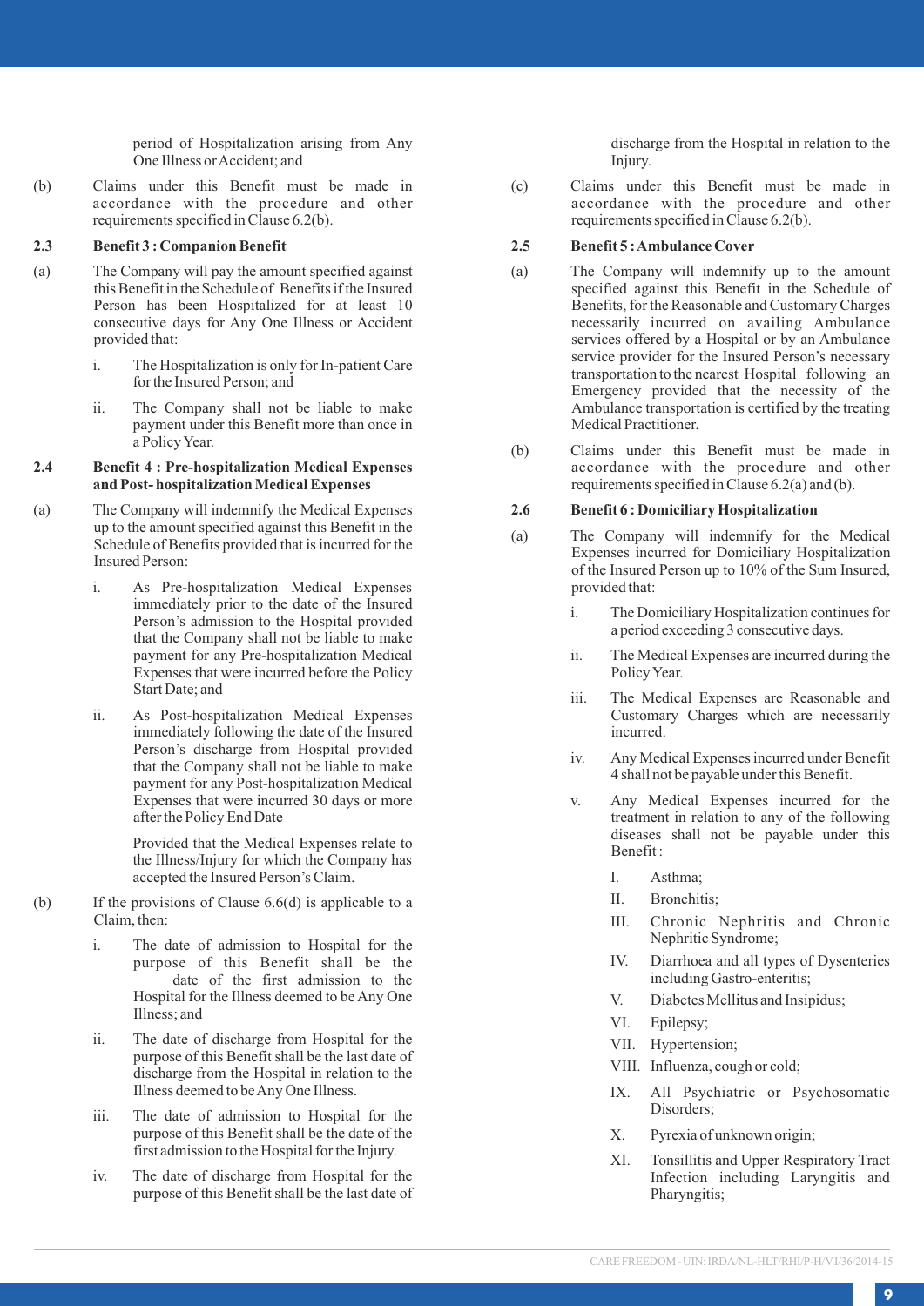period of Hospitalization arising from Any One Illness or Accident; and

(b) Claims under this Benefit must be made in accordance with the procedure and other requirements specified in Clause 6.2(b).

**2.3 Benefit 3 : Companion Benefit**

(a) The Company will pay the amount specified against this Benefit in the Schedule of Benefits if the Insured Person has been Hospitalized for at least 10 consecutive days for Any One Illness or Accident provided that:

i. The Hospitalization is only for In-patient Care for the Insured Person; and

ii. The Company shall not be liable to make payment under this Benefit more than once in a Policy Year.

**2.4 Benefit 4 : Pre-hospitalization Medical Expenses and Post- hospitalization Medical Expenses**

(a) The Company will indemnify the Medical Expenses up to the amount specified against this Benefit in the Schedule of Benefits provided that is incurred for the Insured Person:

i. As Pre-hospitalization Medical Expenses immediately prior to the date of the Insured Person's admission to the Hospital provided that the Company shall not be liable to make payment for any Pre-hospitalization Medical Expenses that were incurred before the Policy Start Date; and

ii. As Post-hospitalization Medical Expenses immediately following the date of the Insured Person's discharge from Hospital provided that the Company shall not be liable to make payment for any Post-hospitalization Medical Expenses that were incurred 30 days or more after the Policy End Date

Provided that the Medical Expenses relate to the Illness/Injury for which the Company has accepted the Insured Person's Claim.

(b) If the provisions of Clause 6.6(d) is applicable to a Claim, then:

i. The date of admission to Hospital for the purpose of this Benefit shall be the date of the first admission to the Hospital for the Illness deemed to be Any One Illness; and

ii. The date of discharge from Hospital for the purpose of this Benefit shall be the last date of discharge from the Hospital in relation to the Illness deemed to be Any One Illness.

iii. The date of admission to Hospital for the purpose of this Benefit shall be the date of the first admission to the Hospital for the Injury.

iv. The date of discharge from Hospital for the purpose of this Benefit shall be the last date of discharge from the Hospital in relation to the Injury.

(c) Claims under this Benefit must be made in accordance with the procedure and other requirements specified in Clause 6.2(b).

**2.5 Benefit 5 : Ambulance Cover**

(a) The Company will indemnify up to the amount specified against this Benefit in the Schedule of Benefits, for the Reasonable and Customary Charges necessarily incurred on availing Ambulance services offered by a Hospital or by an Ambulance service provider for the Insured Person's necessary transportation to the nearest Hospital following an Emergency provided that the necessity of the Ambulance transportation is certified by the treating Medical Practitioner.

(b) Claims under this Benefit must be made in accordance with the procedure and other requirements specified in Clause 6.2(a) and (b).

**2.6 Benefit 6 : Domiciliary Hospitalization**

(a) The Company will indemnify for the Medical Expenses incurred for Domiciliary Hospitalization of the Insured Person up to 10% of the Sum Insured, provided that:

i. The Domiciliary Hospitalization continues for a period exceeding 3 consecutive days.

ii. The Medical Expenses are incurred during the Policy Year.

iii. The Medical Expenses are Reasonable and Customary Charges which are necessarily incurred.

iv. Any Medical Expenses incurred under Benefit 4 shall not be payable under this Benefit.

v. Any Medical Expenses incurred for the treatment in relation to any of the following diseases shall not be payable under this Benefit :

I. Asthma;

II. Bronchitis;

III. Chronic Nephritis and Chronic Nephritic Syndrome;

IV. Diarrhoea and all types of Dysenteries including Gastro-enteritis;

V. Diabetes Mellitus and Insipidus;

VI. Epilepsy;

VII. Hypertension;

VIII. Influenza, cough or cold;

IX. All Psychiatric or Psychosomatic Disorders;

X. Pyrexia of unknown origin;

XI. Tonsillitis and Upper Respiratory Tract Infection including Laryngitis and Pharyngitis;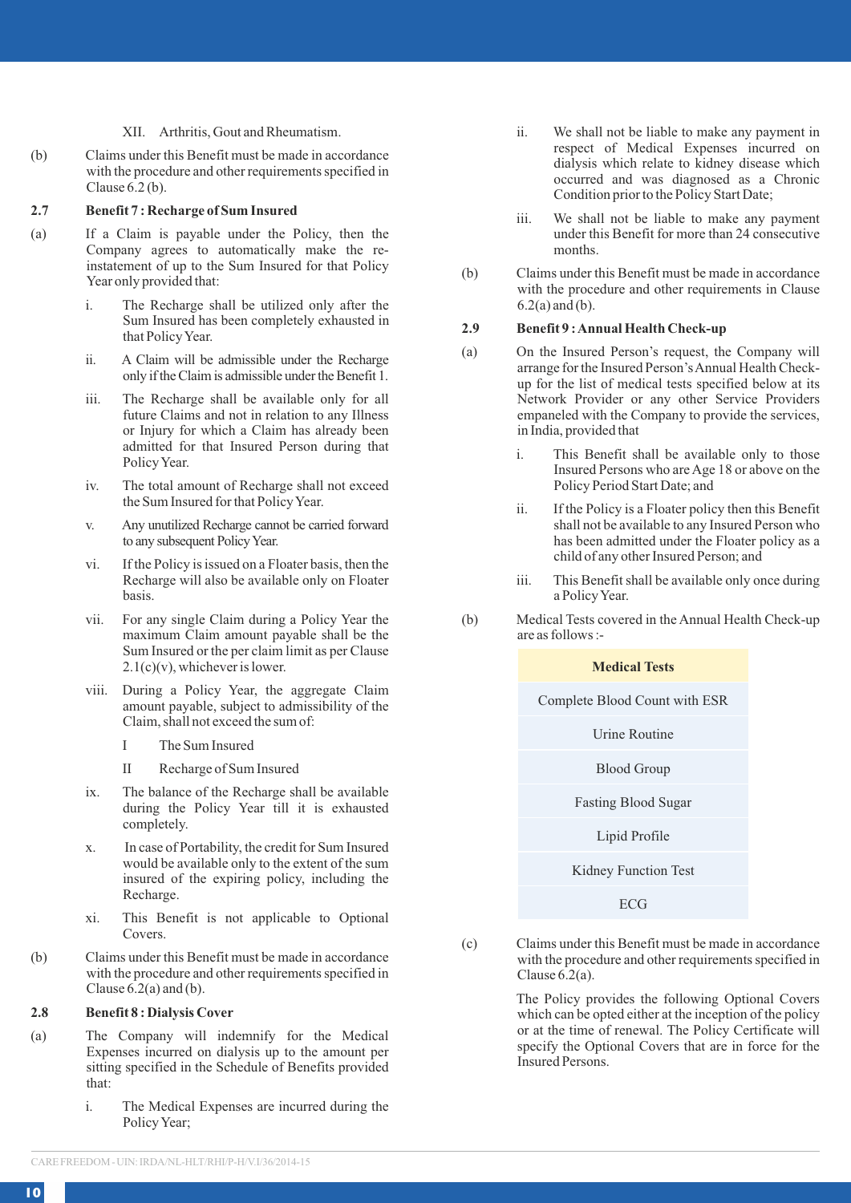XII. Arthritis, Gout and Rheumatism.

(b) Claims under this Benefit must be made in accordance with the procedure and other requirements specified in Clause 6.2 (b).

**2.7 Benefit 7 : Recharge of Sum Insured**

(a) If a Claim is payable under the Policy, then the Company agrees to automatically make the re-instatement of up to the Sum Insured for that Policy Year only provided that:

i. The Recharge shall be utilized only after the Sum Insured has been completely exhausted in that Policy Year.

ii. A Claim will be admissible under the Recharge only if the Claim is admissible under the Benefit 1.

iii. The Recharge shall be available only for all future Claims and not in relation to any Illness or Injury for which a Claim has already been admitted for that Insured Person during that Policy Year.

iv. The total amount of Recharge shall not exceed the Sum Insured for that Policy Year.

v. Any unutilized Recharge cannot be carried forward to any subsequent Policy Year.

vi. If the Policy is issued on a Floater basis, then the Recharge will also be available only on Floater basis.

vii. For any single Claim during a Policy Year the maximum Claim amount payable shall be the Sum Insured or the per claim limit as per Clause 2.1(c)(v), whichever is lower.

viii. During a Policy Year, the aggregate Claim amount payable, subject to admissibility of the Claim, shall not exceed the sum of:

I The Sum Insured

II Recharge of Sum Insured

ix. The balance of the Recharge shall be available during the Policy Year till it is exhausted completely.

x. In case of Portability, the credit for Sum Insured would be available only to the extent of the sum insured of the expiring policy, including the Recharge.

xi. This Benefit is not applicable to Optional Covers.

(b) Claims under this Benefit must be made in accordance with the procedure and other requirements specified in Clause 6.2(a) and (b).

**2.8 Benefit 8 : Dialysis Cover**

(a) The Company will indemnify for the Medical Expenses incurred on dialysis up to the amount per sitting specified in the Schedule of Benefits provided that:

i. The Medical Expenses are incurred during the Policy Year;

ii. We shall not be liable to make any payment in respect of Medical Expenses incurred on dialysis which relate to kidney disease which occurred and was diagnosed as a Chronic Condition prior to the Policy Start Date;

iii. We shall not be liable to make any payment under this Benefit for more than 24 consecutive months.

(b) Claims under this Benefit must be made in accordance with the procedure and other requirements in Clause 6.2(a) and (b).

**2.9 Benefit 9 : Annual Health Check-up**

(a) On the Insured Person's request, the Company will arrange for the Insured Person's Annual Health Check-up for the list of medical tests specified below at its Network Provider or any other Service Providers empaneled with the Company to provide the services, in India, provided that

i. This Benefit shall be available only to those Insured Persons who are Age 18 or above on the Policy Period Start Date; and

ii. If the Policy is a Floater policy then this Benefit shall not be available to any Insured Person who has been admitted under the Floater policy as a child of any other Insured Person; and

iii. This Benefit shall be available only once during a Policy Year.

(b) Medical Tests covered in the Annual Health Check-up are as follows :-

| Medical Tests |
|---|
| Complete Blood Count with ESR |
| Urine Routine |
| Blood Group |
| Fasting Blood Sugar |
| Lipid Profile |
| Kidney Function Test |
| ECG |

(c) Claims under this Benefit must be made in accordance with the procedure and other requirements specified in Clause 6.2(a).

The Policy provides the following Optional Covers which can be opted either at the inception of the policy or at the time of renewal. The Policy Certificate will specify the Optional Covers that are in force for the Insured Persons.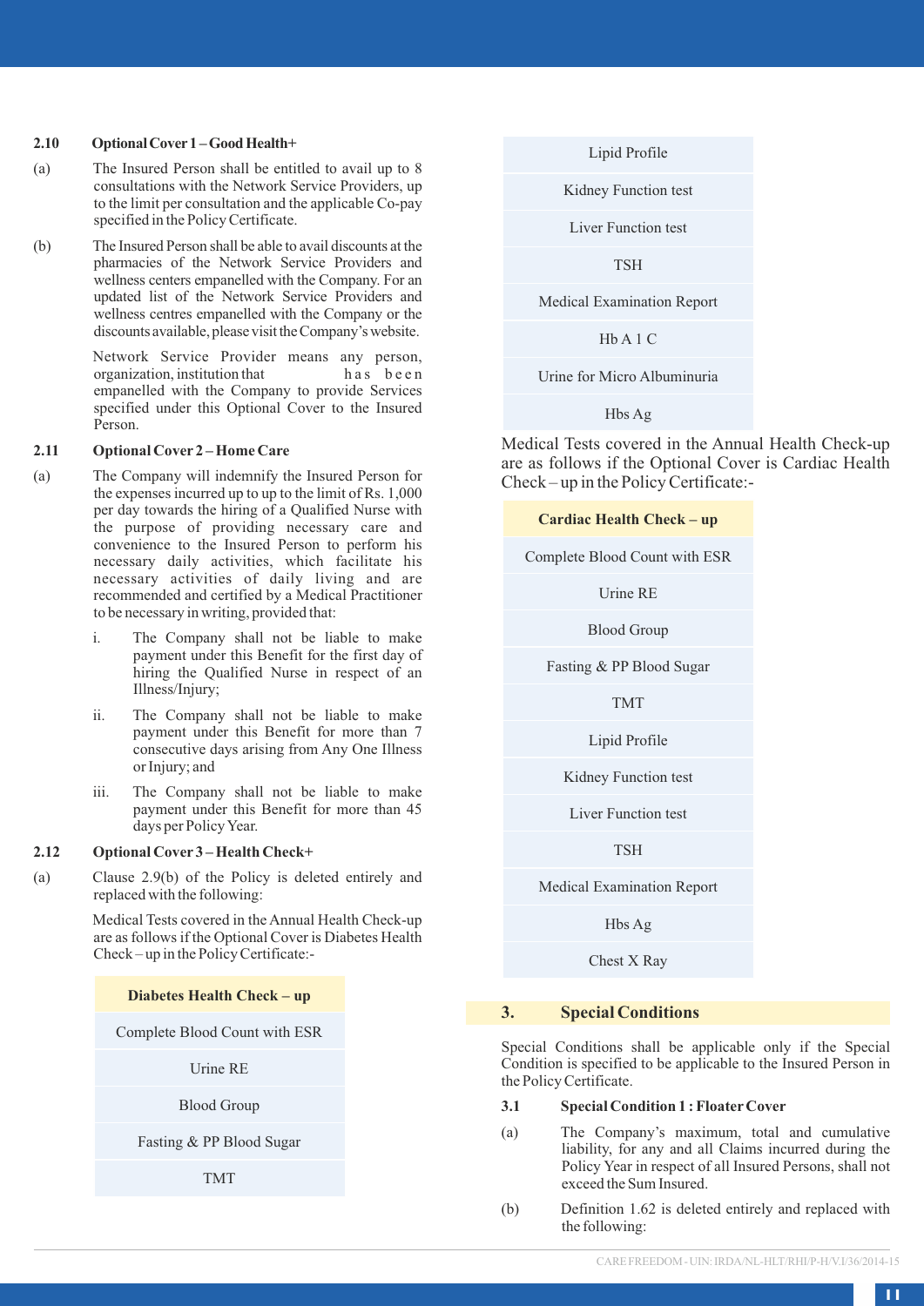### 2.10 Optional Cover 1 – Good Health+

(a) The Insured Person shall be entitled to avail up to 8 consultations with the Network Service Providers, up to the limit per consultation and the applicable Co-pay specified in the Policy Certificate.

(b) The Insured Person shall be able to avail discounts at the pharmacies of the Network Service Providers and wellness centers empanelled with the Company. For an updated list of the Network Service Providers and wellness centres empanelled with the Company or the discounts available, please visit the Company's website.

Network Service Provider means any person, organization, institution that has been empanelled with the Company to provide Services specified under this Optional Cover to the Insured Person.

### 2.11 Optional Cover 2 – Home Care

(a) The Company will indemnify the Insured Person for the expenses incurred up to up to the limit of Rs. 1,000 per day towards the hiring of a Qualified Nurse with the purpose of providing necessary care and convenience to the Insured Person to perform his necessary daily activities, which facilitate his necessary activities of daily living and are recommended and certified by a Medical Practitioner to be necessary in writing, provided that:

i. The Company shall not be liable to make payment under this Benefit for the first day of hiring the Qualified Nurse in respect of an Illness/Injury;

ii. The Company shall not be liable to make payment under this Benefit for more than 7 consecutive days arising from Any One Illness or Injury; and

iii. The Company shall not be liable to make payment under this Benefit for more than 45 days per Policy Year.

### 2.12 Optional Cover 3 – Health Check+

(a) Clause 2.9(b) of the Policy is deleted entirely and replaced with the following:

Medical Tests covered in the Annual Health Check-up are as follows if the Optional Cover is Diabetes Health Check – up in the Policy Certificate:-

| Diabetes Health Check – up |
|---|
| Complete Blood Count with ESR |
| Urine RE |
| Blood Group |
| Fasting & PP Blood Sugar |
| TMT |
| Lipid Profile |
| Kidney Function test |
| Liver Function test |
| TSH |
| Medical Examination Report |
| Hb A 1 C |
| Urine for Micro Albuminuria |
| Hbs Ag |

Medical Tests covered in the Annual Health Check-up are as follows if the Optional Cover is Cardiac Health Check – up in the Policy Certificate:-

| Cardiac Health Check – up |
|---|
| Complete Blood Count with ESR |
| Urine RE |
| Blood Group |
| Fasting & PP Blood Sugar |
| TMT |
| Lipid Profile |
| Kidney Function test |
| Liver Function test |
| TSH |
| Medical Examination Report |
| Hbs Ag |
| Chest X Ray |

## 3. Special Conditions

Special Conditions shall be applicable only if the Special Condition is specified to be applicable to the Insured Person in the Policy Certificate.

### 3.1 Special Condition 1 : Floater Cover

(a) The Company's maximum, total and cumulative liability, for any and all Claims incurred during the Policy Year in respect of all Insured Persons, shall not exceed the Sum Insured.

(b) Definition 1.62 is deleted entirely and replaced with the following: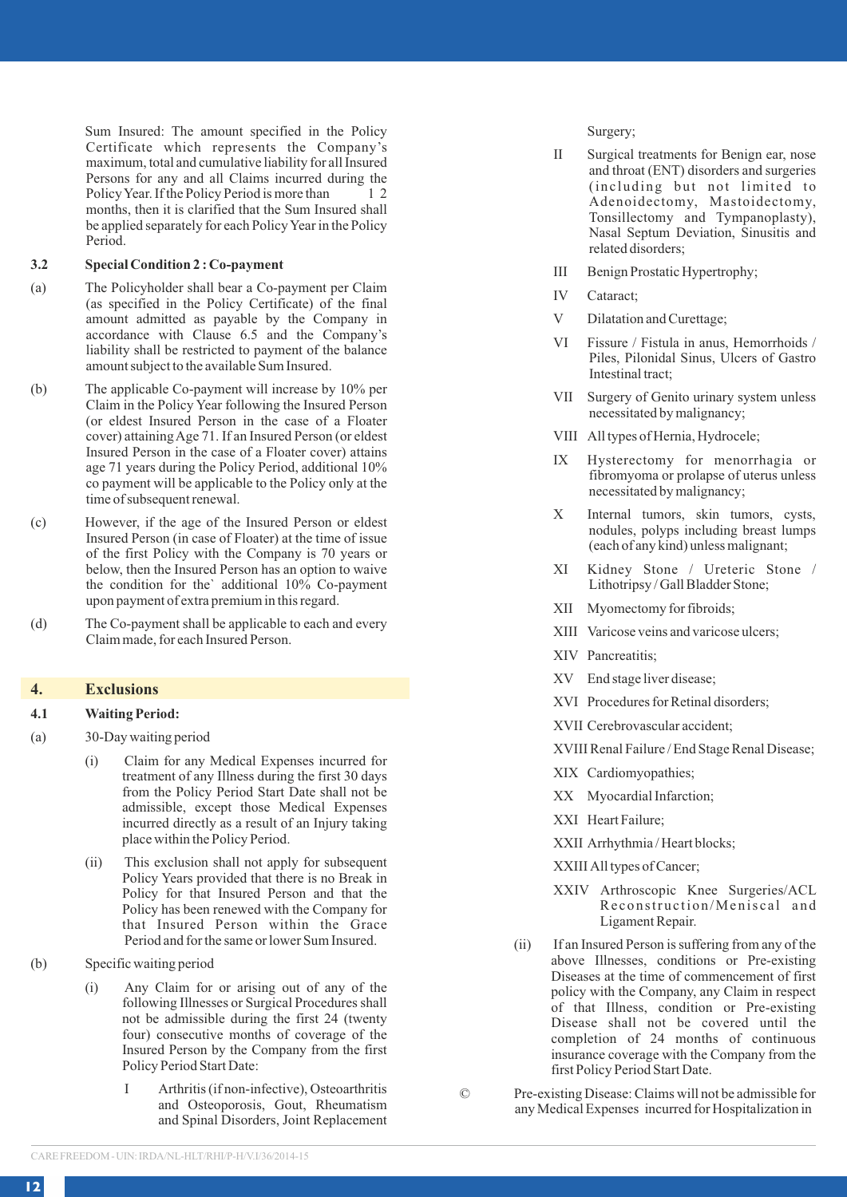Sum Insured: The amount specified in the Policy Certificate which represents the Company's maximum, total and cumulative liability for all Insured Persons for any and all Claims incurred during the Policy Year. If the Policy Period is more than 12 months, then it is clarified that the Sum Insured shall be applied separately for each Policy Year in the Policy Period.

**3.2 Special Condition 2 : Co-payment**

(a) The Policyholder shall bear a Co-payment per Claim (as specified in the Policy Certificate) of the final amount admitted as payable by the Company in accordance with Clause 6.5 and the Company's liability shall be restricted to payment of the balance amount subject to the available Sum Insured.

(b) The applicable Co-payment will increase by 10% per Claim in the Policy Year following the Insured Person (or eldest Insured Person in the case of a Floater cover) attaining Age 71. If an Insured Person (or eldest Insured Person in the case of a Floater cover) attains age 71 years during the Policy Period, additional 10% co payment will be applicable to the Policy only at the time of subsequent renewal.

(c) However, if the age of the Insured Person or eldest Insured Person (in case of Floater) at the time of issue of the first Policy with the Company is 70 years or below, then the Insured Person has an option to waive the condition for the` additional 10% Co-payment upon payment of extra premium in this regard.

(d) The Co-payment shall be applicable to each and every Claim made, for each Insured Person.

## 4. Exclusions

**4.1 Waiting Period:**

(a) 30-Day waiting period

(i) Claim for any Medical Expenses incurred for treatment of any Illness during the first 30 days from the Policy Period Start Date shall not be admissible, except those Medical Expenses incurred directly as a result of an Injury taking place within the Policy Period.

(ii) This exclusion shall not apply for subsequent Policy Years provided that there is no Break in Policy for that Insured Person and that the Policy has been renewed with the Company for that Insured Person within the Grace Period and for the same or lower Sum Insured.

(b) Specific waiting period

(i) Any Claim for or arising out of any of the following Illnesses or Surgical Procedures shall not be admissible during the first 24 (twenty four) consecutive months of coverage of the Insured Person by the Company from the first Policy Period Start Date:

I Arthritis (if non-infective), Osteoarthritis and Osteoporosis, Gout, Rheumatism and Spinal Disorders, Joint Replacement Surgery;

II Surgical treatments for Benign ear, nose and throat (ENT) disorders and surgeries (including but not limited to Adenoidectomy, Mastoidectomy, Tonsillectomy and Tympanoplasty), Nasal Septum Deviation, Sinusitis and related disorders;

III Benign Prostatic Hypertrophy;

IV Cataract;

V Dilatation and Curettage;

VI Fissure / Fistula in anus, Hemorrhoids / Piles, Pilonidal Sinus, Ulcers of Gastro Intestinal tract;

VII Surgery of Genito urinary system unless necessitated by malignancy;

VIII All types of Hernia, Hydrocele;

IX Hysterectomy for menorrhagia or fibromyoma or prolapse of uterus unless necessitated by malignancy;

X Internal tumors, skin tumors, cysts, nodules, polyps including breast lumps (each of any kind) unless malignant;

XI Kidney Stone / Ureteric Stone / Lithotripsy / Gall Bladder Stone;

XII Myomectomy for fibroids;

XIII Varicose veins and varicose ulcers;

XIV Pancreatitis;

XV End stage liver disease;

XVI Procedures for Retinal disorders;

XVII Cerebrovascular accident;

XVIII Renal Failure / End Stage Renal Disease;

XIX Cardiomyopathies;

XX Myocardial Infarction;

XXI Heart Failure;

XXII Arrhythmia / Heart blocks;

XXIII All types of Cancer;

XXIV Arthroscopic Knee Surgeries/ACL Reconstruction/Meniscal and Ligament Repair.

(ii) If an Insured Person is suffering from any of the above Illnesses, conditions or Pre-existing Diseases at the time of commencement of first policy with the Company, any Claim in respect of that Illness, condition or Pre-existing Disease shall not be covered until the completion of 24 months of continuous insurance coverage with the Company from the first Policy Period Start Date.

© Pre-existing Disease: Claims will not be admissible for any Medical Expenses incurred for Hospitalization in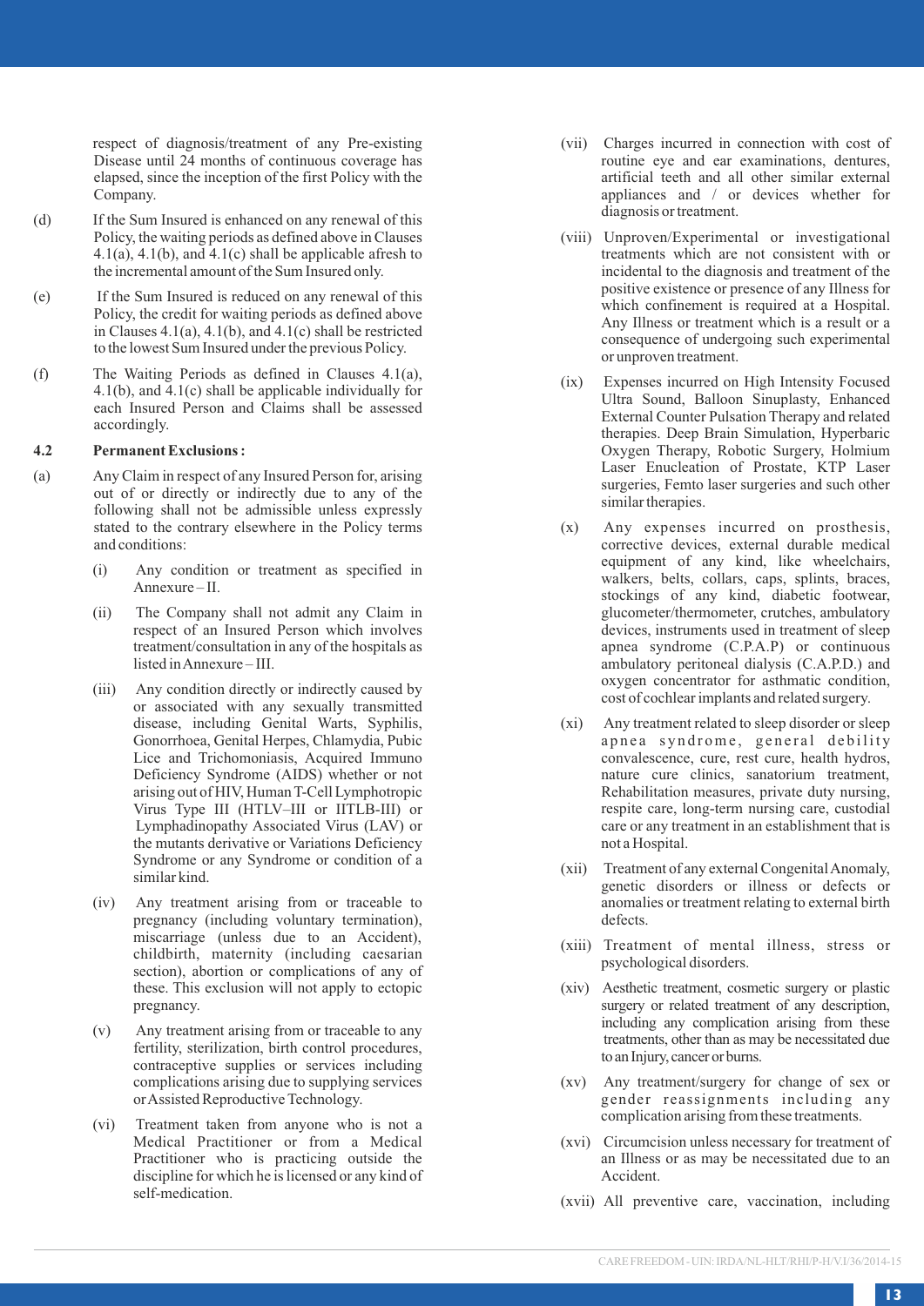respect of diagnosis/treatment of any Pre-existing Disease until 24 months of continuous coverage has elapsed, since the inception of the first Policy with the Company.

(d) If the Sum Insured is enhanced on any renewal of this Policy, the waiting periods as defined above in Clauses 4.1(a), 4.1(b), and 4.1(c) shall be applicable afresh to the incremental amount of the Sum Insured only.

(e) If the Sum Insured is reduced on any renewal of this Policy, the credit for waiting periods as defined above in Clauses 4.1(a), 4.1(b), and 4.1(c) shall be restricted to the lowest Sum Insured under the previous Policy.

(f) The Waiting Periods as defined in Clauses 4.1(a), 4.1(b), and 4.1(c) shall be applicable individually for each Insured Person and Claims shall be assessed accordingly.

**4.2 Permanent Exclusions :**

(a) Any Claim in respect of any Insured Person for, arising out of or directly or indirectly due to any of the following shall not be admissible unless expressly stated to the contrary elsewhere in the Policy terms and conditions:

(i) Any condition or treatment as specified in Annexure – II.

(ii) The Company shall not admit any Claim in respect of an Insured Person which involves treatment/consultation in any of the hospitals as listed in Annexure – III.

(iii) Any condition directly or indirectly caused by or associated with any sexually transmitted disease, including Genital Warts, Syphilis, Gonorrhoea, Genital Herpes, Chlamydia, Pubic Lice and Trichomoniasis, Acquired Immuno Deficiency Syndrome (AIDS) whether or not arising out of HIV, Human T-Cell Lymphotropic Virus Type III (HTLV–III or IITLB-III) or Lymphadinopathy Associated Virus (LAV) or the mutants derivative or Variations Deficiency Syndrome or any Syndrome or condition of a similar kind.

(iv) Any treatment arising from or traceable to pregnancy (including voluntary termination), miscarriage (unless due to an Accident), childbirth, maternity (including caesarian section), abortion or complications of any of these. This exclusion will not apply to ectopic pregnancy.

(v) Any treatment arising from or traceable to any fertility, sterilization, birth control procedures, contraceptive supplies or services including complications arising due to supplying services or Assisted Reproductive Technology.

(vi) Treatment taken from anyone who is not a Medical Practitioner or from a Medical Practitioner who is practicing outside the discipline for which he is licensed or any kind of self-medication.

(vii) Charges incurred in connection with cost of routine eye and ear examinations, dentures, artificial teeth and all other similar external appliances and / or devices whether for diagnosis or treatment.

(viii) Unproven/Experimental or investigational treatments which are not consistent with or incidental to the diagnosis and treatment of the positive existence or presence of any Illness for which confinement is required at a Hospital. Any Illness or treatment which is a result or a consequence of undergoing such experimental or unproven treatment.

(ix) Expenses incurred on High Intensity Focused Ultra Sound, Balloon Sinuplasty, Enhanced External Counter Pulsation Therapy and related therapies. Deep Brain Simulation, Hyperbaric Oxygen Therapy, Robotic Surgery, Holmium Laser Enucleation of Prostate, KTP Laser surgeries, Femto laser surgeries and such other similar therapies.

(x) Any expenses incurred on prosthesis, corrective devices, external durable medical equipment of any kind, like wheelchairs, walkers, belts, collars, caps, splints, braces, stockings of any kind, diabetic footwear, glucometer/thermometer, crutches, ambulatory devices, instruments used in treatment of sleep apnea syndrome (C.P.A.P) or continuous ambulatory peritoneal dialysis (C.A.P.D.) and oxygen concentrator for asthmatic condition, cost of cochlear implants and related surgery.

(xi) Any treatment related to sleep disorder or sleep apnea syndrome, general debility convalescence, cure, rest cure, health hydros, nature cure clinics, sanatorium treatment, Rehabilitation measures, private duty nursing, respite care, long-term nursing care, custodial care or any treatment in an establishment that is not a Hospital.

(xii) Treatment of any external Congenital Anomaly, genetic disorders or illness or defects or anomalies or treatment relating to external birth defects.

(xiii) Treatment of mental illness, stress or psychological disorders.

(xiv) Aesthetic treatment, cosmetic surgery or plastic surgery or related treatment of any description, including any complication arising from these treatments, other than as may be necessitated due to an Injury, cancer or burns.

(xv) Any treatment/surgery for change of sex or gender reassignments including any complication arising from these treatments.

(xvi) Circumcision unless necessary for treatment of an Illness or as may be necessitated due to an Accident.

(xvii) All preventive care, vaccination, including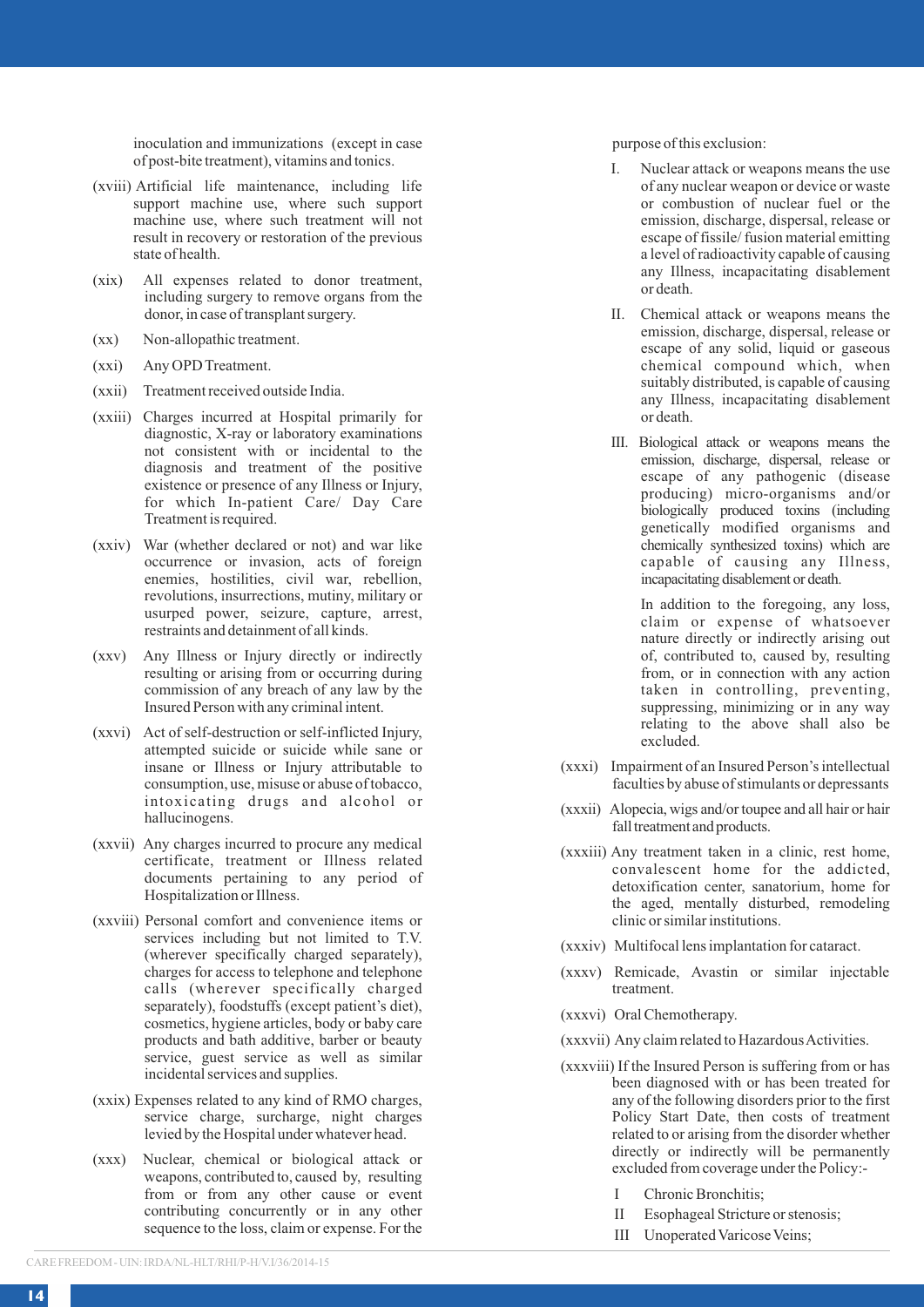inoculation and immunizations (except in case of post-bite treatment), vitamins and tonics.

(xviii) Artificial life maintenance, including life support machine use, where such treatment will not result in recovery or restoration of the previous state of health.

(xix) All expenses related to donor treatment, including surgery to remove organs from the donor, in case of transplant surgery.

(xx) Non-allopathic treatment.

(xxi) Any OPD Treatment.

(xxii) Treatment received outside India.

(xxiii) Charges incurred at Hospital primarily for diagnostic, X-ray or laboratory examinations not consistent with or incidental to the diagnosis and treatment of the positive existence or presence of any Illness or Injury, for which In-patient Care/ Day Care Treatment is required.

(xxiv) War (whether declared or not) and war like occurrence or invasion, acts of foreign enemies, hostilities, civil war, rebellion, revolutions, insurrections, mutiny, military or usurped power, seizure, capture, arrest, restraints and detainment of all kinds.

(xxv) Any Illness or Injury directly or indirectly resulting or arising from or occurring during commission of any breach of any law by the Insured Person with any criminal intent.

(xxvi) Act of self-destruction or self-inflicted Injury, attempted suicide or suicide while sane or insane or Illness or Injury attributable to consumption, use, misuse or abuse of tobacco, intoxicating drugs and alcohol or hallucinogens.

(xxvii) Any charges incurred to procure any medical certificate, treatment or Illness related documents pertaining to any period of Hospitalization or Illness.

(xxviii) Personal comfort and convenience items or services including but not limited to T.V. (wherever specifically charged separately), charges for access to telephone and telephone calls (wherever specifically charged separately), foodstuffs (except patient's diet), cosmetics, hygiene articles, body or baby care products and bath additive, barber or beauty service, guest service as well as similar incidental services and supplies.

(xxix) Expenses related to any kind of RMO charges, service charge, surcharge, night charges levied by the Hospital under whatever head.

(xxx) Nuclear, chemical or biological attack or weapons, contributed to, caused by, resulting from or from any other cause or event contributing concurrently or in any other sequence to the loss, claim or expense. For the purpose of this exclusion:

I. Nuclear attack or weapons means the use of any nuclear weapon or device or waste or combustion of nuclear fuel or the emission, discharge, dispersal, release or escape of fissile/ fusion material emitting a level of radioactivity capable of causing any Illness, incapacitating disablement or death.

II. Chemical attack or weapons means the emission, discharge, dispersal, release or escape of any solid, liquid or gaseous chemical compound which, when suitably distributed, is capable of causing any Illness, incapacitating disablement or death.

III. Biological attack or weapons means the emission, discharge, dispersal, release or escape of any pathogenic (disease producing) micro-organisms and/or biologically produced toxins (including genetically modified organisms and chemically synthesized toxins) which are capable of causing any Illness, incapacitating disablement or death.

In addition to the foregoing, any loss, claim or expense of whatsoever nature directly or indirectly arising out of, contributed to, caused by, resulting from, or in connection with any action taken in controlling, preventing, suppressing, minimizing or in any way relating to the above shall also be excluded.

(xxxi) Impairment of an Insured Person's intellectual faculties by abuse of stimulants or depressants

(xxxii) Alopecia, wigs and/or toupee and all hair or hair fall treatment and products.

(xxxiii) Any treatment taken in a clinic, rest home, convalescent home for the addicted, detoxification center, sanatorium, home for the aged, mentally disturbed, remodeling clinic or similar institutions.

(xxxiv) Multifocal lens implantation for cataract.

(xxxv) Remicade, Avastin or similar injectable treatment.

(xxxvi) Oral Chemotherapy.

(xxxvii) Any claim related to Hazardous Activities.

(xxxviii) If the Insured Person is suffering from or has been diagnosed with or has been treated for any of the following disorders prior to the first Policy Start Date, then costs of treatment related to or arising from the disorder whether directly or indirectly will be permanently excluded from coverage under the Policy:-

I Chronic Bronchitis;

II Esophageal Stricture or stenosis;

III Unoperated Varicose Veins;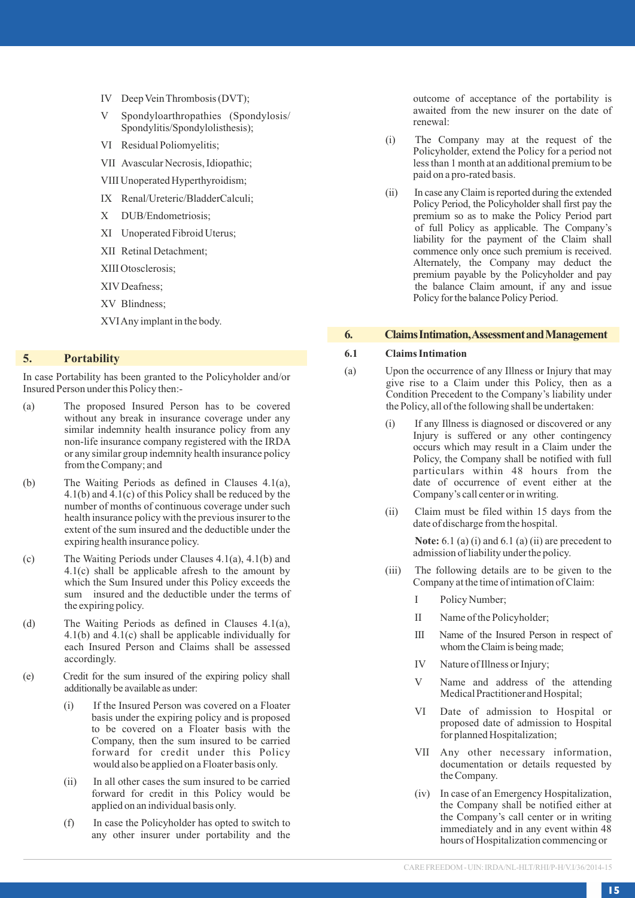IV Deep Vein Thrombosis (DVT);

V Spondyloarthropathies (Spondylosis/ Spondylitis/Spondylolisthesis);

VI Residual Poliomyelitis;

VII Avascular Necrosis, Idiopathic;

VIII Unoperated Hyperthyroidism;

IX Renal/Ureteric/BladderCalculi;

X DUB/Endometriosis;

XI Unoperated Fibroid Uterus;

XII Retinal Detachment;

XIII Otosclerosis;

XIV Deafness;

XV Blindness;

XVI Any implant in the body.

## 5. Portability

In case Portability has been granted to the Policyholder and/or Insured Person under this Policy then:-

(a) The proposed Insured Person has to be covered without any break in insurance coverage under any similar indemnity health insurance policy from any non-life insurance company registered with the IRDA or any similar group indemnity health insurance policy from the Company; and

(b) The Waiting Periods as defined in Clauses 4.1(a), 4.1(b) and 4.1(c) of this Policy shall be reduced by the number of months of continuous coverage under such health insurance policy with the previous insurer to the extent of the sum insured and the deductible under the expiring health insurance policy.

(c) The Waiting Periods under Clauses 4.1(a), 4.1(b) and 4.1(c) shall be applicable afresh to the amount by which the Sum Insured under this Policy exceeds the sum insured and the deductible under the terms of the expiring policy.

(d) The Waiting Periods as defined in Clauses 4.1(a), 4.1(b) and 4.1(c) shall be applicable individually for each Insured Person and Claims shall be assessed accordingly.

(e) Credit for the sum insured of the expiring policy shall additionally be available as under:

(i) If the Insured Person was covered on a Floater basis under the expiring policy and is proposed to be covered on a Floater basis with the Company, then the sum insured to be carried forward for credit under this Policy would also be applied on a Floater basis only.

(ii) In all other cases the sum insured to be carried forward for credit in this Policy would be applied on an individual basis only.

(f) In case the Policyholder has opted to switch to any other insurer under portability and the outcome of acceptance of the portability is awaited from the new insurer on the date of renewal:

(i) The Company may at the request of the Policyholder, extend the Policy for a period not less than 1 month at an additional premium to be paid on a pro-rated basis.

(ii) In case any Claim is reported during the extended Policy Period, the Policyholder shall first pay the premium so as to make the Policy Period part of full Policy as applicable. The Company's liability for the payment of the Claim shall commence only once such premium is received. Alternately, the Company may deduct the premium payable by the Policyholder and pay the balance Claim amount, if any and issue Policy for the balance Policy Period.

## 6. Claims Intimation, Assessment and Management

### 6.1 Claims Intimation

(a) Upon the occurrence of any Illness or Injury that may give rise to a Claim under this Policy, then as a Condition Precedent to the Company's liability under the Policy, all of the following shall be undertaken:

(i) If any Illness is diagnosed or discovered or any Injury is suffered or any other contingency occurs which may result in a Claim under the Policy, the Company shall be notified with full particulars within 48 hours from the date of occurrence of event either at the Company's call center or in writing.

(ii) Claim must be filed within 15 days from the date of discharge from the hospital.

**Note:** 6.1 (a) (i) and 6.1 (a) (ii) are precedent to admission of liability under the policy.

(iii) The following details are to be given to the Company at the time of intimation of Claim:

I Policy Number;

II Name of the Policyholder;

III Name of the Insured Person in respect of whom the Claim is being made;

IV Nature of Illness or Injury;

V Name and address of the attending Medical Practitioner and Hospital;

VI Date of admission to Hospital or proposed date of admission to Hospital for planned Hospitalization;

VII Any other necessary information, documentation or details requested by the Company.

(iv) In case of an Emergency Hospitalization, the Company shall be notified either at the Company's call center or in writing immediately and in any event within 48 hours of Hospitalization commencing or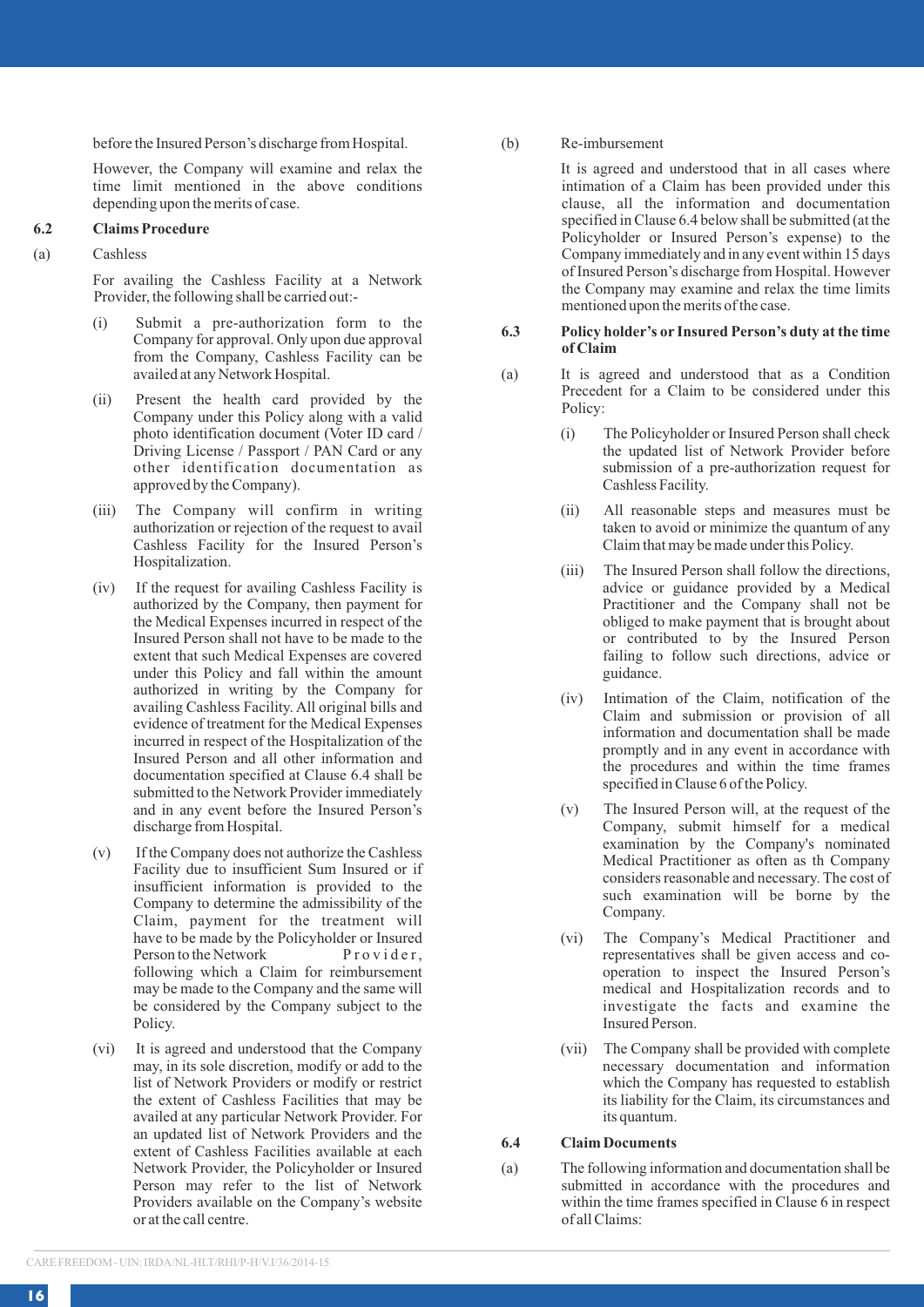before the Insured Person's discharge from Hospital.

However, the Company will examine and relax the time limit mentioned in the above conditions depending upon the merits of case.

**6.2 Claims Procedure**

(a) Cashless

For availing the Cashless Facility at a Network Provider, the following shall be carried out:-

(i) Submit a pre-authorization form to the Company for approval. Only upon due approval from the Company, Cashless Facility can be availed at any Network Hospital.

(ii) Present the health card provided by the Company under this Policy along with a valid photo identification document (Voter ID card / Driving License / Passport / PAN Card or any other identification documentation as approved by the Company).

(iii) The Company will confirm in writing authorization or rejection of the request to avail Cashless Facility for the Insured Person's Hospitalization.

(iv) If the request for availing Cashless Facility is authorized by the Company, then payment for the Medical Expenses incurred in respect of the Insured Person shall not have to be made to the extent that such Medical Expenses are covered under this Policy and fall within the amount authorized in writing by the Company for availing Cashless Facility. All original bills and evidence of treatment for the Medical Expenses incurred in respect of the Hospitalization of the Insured Person and all other information and documentation specified at Clause 6.4 shall be submitted to the Network Provider immediately and in any event before the Insured Person's discharge from Hospital.

(v) If the Company does not authorize the Cashless Facility due to insufficient Sum Insured or if insufficient information is provided to the Company to determine the admissibility of the Claim, payment for the treatment will have to be made by the Policyholder or Insured Person to the Network Provider, following which a Claim for reimbursement may be made to the Company and the same will be considered by the Company subject to the Policy.

(vi) It is agreed and understood that the Company may, in its sole discretion, modify or add to the list of Network Providers or modify or restrict the extent of Cashless Facilities that may be availed at any particular Network Provider. For an updated list of Network Providers and the extent of Cashless Facilities available at each Network Provider, the Policyholder or Insured Person may refer to the list of Network Providers available on the Company's website or at the call centre.

(b) Re-imbursement

It is agreed and understood that in all cases where intimation of a Claim has been provided under this clause, all the information and documentation specified in Clause 6.4 below shall be submitted (at the Policyholder or Insured Person's expense) to the Company immediately and in any event within 15 days of Insured Person's discharge from Hospital. However the Company may examine and relax the time limits mentioned upon the merits of the case.

**6.3 Policy holder's or Insured Person's duty at the time of Claim**

(a) It is agreed and understood that as a Condition Precedent for a Claim to be considered under this Policy:

(i) The Policyholder or Insured Person shall check the updated list of Network Provider before submission of a pre-authorization request for Cashless Facility.

(ii) All reasonable steps and measures must be taken to avoid or minimize the quantum of any Claim that may be made under this Policy.

(iii) The Insured Person shall follow the directions, advice or guidance provided by a Medical Practitioner and the Company shall not be obliged to make payment that is brought about or contributed to by the Insured Person failing to follow such directions, advice or guidance.

(iv) Intimation of the Claim, notification of the Claim and submission or provision of all information and documentation shall be made promptly and in any event in accordance with the procedures and within the time frames specified in Clause 6 of the Policy.

(v) The Insured Person will, at the request of the Company, submit himself for a medical examination by the Company's nominated Medical Practitioner as often as th Company considers reasonable and necessary. The cost of such examination will be borne by the Company.

(vi) The Company's Medical Practitioner and representatives shall be given access and co-operation to inspect the Insured Person's medical and Hospitalization records and to investigate the facts and examine the Insured Person.

(vii) The Company shall be provided with complete necessary documentation and information which the Company has requested to establish its liability for the Claim, its circumstances and its quantum.

**6.4 Claim Documents**

(a) The following information and documentation shall be submitted in accordance with the procedures and within the time frames specified in Clause 6 in respect of all Claims: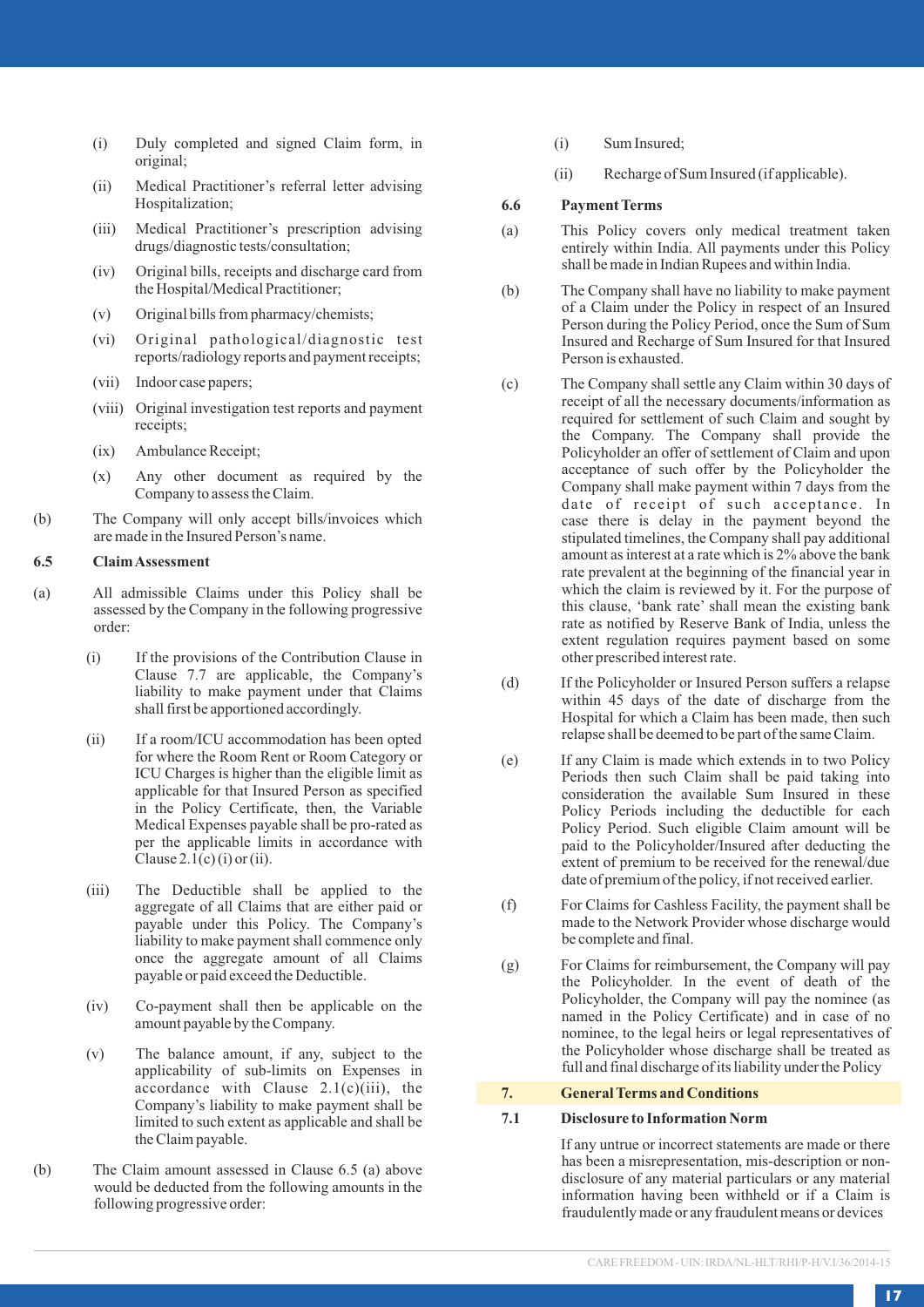(i) Duly completed and signed Claim form, in original;

(ii) Medical Practitioner's referral letter advising Hospitalization;

(iii) Medical Practitioner's prescription advising drugs/diagnostic tests/consultation;

(iv) Original bills, receipts and discharge card from the Hospital/Medical Practitioner;

(v) Original bills from pharmacy/chemists;

(vi) Original pathological/diagnostic test reports/radiology reports and payment receipts;

(vii) Indoor case papers;

(viii) Original investigation test reports and payment receipts;

(ix) Ambulance Receipt;

(x) Any other document as required by the Company to assess the Claim.

(b) The Company will only accept bills/invoices which are made in the Insured Person's name.

**6.5 Claim Assessment**

(a) All admissible Claims under this Policy shall be assessed by the Company in the following progressive order:

(i) If the provisions of the Contribution Clause in Clause 7.7 are applicable, the Company's liability to make payment under that Claims shall first be apportioned accordingly.

(ii) If a room/ICU accommodation has been opted for where the Room Rent or Room Category or ICU Charges is higher than the eligible limit as applicable for that Insured Person as specified in the Policy Certificate, then, the Variable Medical Expenses payable shall be pro-rated as per the applicable limits in accordance with Clause 2.1(c) (i) or (ii).

(iii) The Deductible shall be applied to the aggregate of all Claims that are either paid or payable under this Policy. The Company's liability to make payment shall commence only once the aggregate amount of all Claims payable or paid exceed the Deductible.

(iv) Co-payment shall then be applicable on the amount payable by the Company.

(v) The balance amount, if any, subject to the applicability of sub-limits on Expenses in accordance with Clause 2.1(c)(iii), the Company's liability to make payment shall be limited to such extent as applicable and shall be the Claim payable.

(b) The Claim amount assessed in Clause 6.5 (a) above would be deducted from the following amounts in the following progressive order:

(i) Sum Insured;

(ii) Recharge of Sum Insured (if applicable).

**6.6 Payment Terms**

(a) This Policy covers only medical treatment taken entirely within India. All payments under this Policy shall be made in Indian Rupees and within India.

(b) The Company shall have no liability to make payment of a Claim under the Policy in respect of an Insured Person during the Policy Period, once the Sum of Sum Insured and Recharge of Sum Insured for that Insured Person is exhausted.

(c) The Company shall settle any Claim within 30 days of receipt of all the necessary documents/information as required for settlement of such Claim and sought by the Company. The Company shall provide the Policyholder an offer of settlement of Claim and upon acceptance of such offer by the Policyholder the Company shall make payment within 7 days from the date of receipt of such acceptance. In case there is delay in the payment beyond the stipulated timelines, the Company shall pay additional amount as interest at a rate which is 2% above the bank rate prevalent at the beginning of the financial year in which the claim is reviewed by it. For the purpose of this clause, 'bank rate' shall mean the existing bank rate as notified by Reserve Bank of India, unless the extent regulation requires payment based on some other prescribed interest rate.

(d) If the Policyholder or Insured Person suffers a relapse within 45 days of the date of discharge from the Hospital for which a Claim has been made, then such relapse shall be deemed to be part of the same Claim.

(e) If any Claim is made which extends in to two Policy Periods then such Claim shall be paid taking into consideration the available Sum Insured in these Policy Periods including the deductible for each Policy Period. Such eligible Claim amount will be paid to the Policyholder/Insured after deducting the extent of premium to be received for the renewal/due date of premium of the policy, if not received earlier.

(f) For Claims for Cashless Facility, the payment shall be made to the Network Provider whose discharge would be complete and final.

(g) For Claims for reimbursement, the Company will pay the Policyholder. In the event of death of the Policyholder, the Company will pay the nominee (as named in the Policy Certificate) and in case of no nominee, to the legal heirs or legal representatives of the Policyholder whose discharge shall be treated as full and final discharge of its liability under the Policy

## 7. General Terms and Conditions

**7.1 Disclosure to Information Norm**

If any untrue or incorrect statements are made or there has been a misrepresentation, mis-description or non-disclosure of any material particulars or any material information having been withheld or if a Claim is fraudulently made or any fraudulent means or devices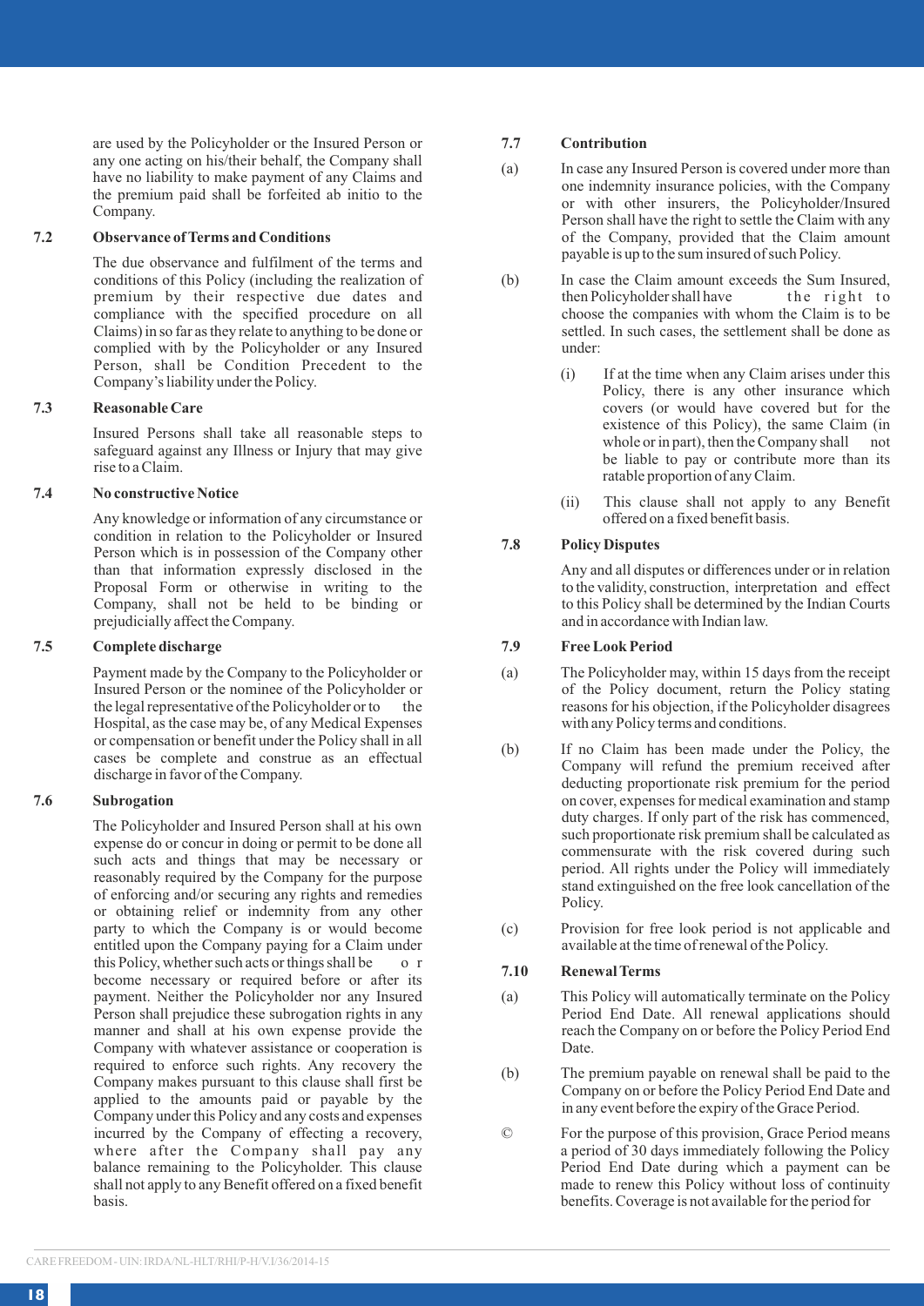are used by the Policyholder or the Insured Person or any one acting on his/their behalf, the Company shall have no liability to make payment of any Claims and the premium paid shall be forfeited ab initio to the Company.

**7.2 Observance of Terms and Conditions**

The due observance and fulfilment of the terms and conditions of this Policy (including the realization of premium by their respective due dates and compliance with the specified procedure on all Claims) in so far as they relate to anything to be done or complied with by the Policyholder or any Insured Person, shall be Condition Precedent to the Company's liability under the Policy.

**7.3 Reasonable Care**

Insured Persons shall take all reasonable steps to safeguard against any Illness or Injury that may give rise to a Claim.

**7.4 No constructive Notice**

Any knowledge or information of any circumstance or condition in relation to the Policyholder or Insured Person which is in possession of the Company other than that information expressly disclosed in the Proposal Form or otherwise in writing to the Company, shall not be held to be binding or prejudicially affect the Company.

**7.5 Complete discharge**

Payment made by the Company to the Policyholder or Insured Person or the nominee of the Policyholder or the legal representative of the Policyholder or to the Hospital, as the case may be, of any Medical Expenses or compensation or benefit under the Policy shall in all cases be complete and construe as an effectual discharge in favor of the Company.

**7.6 Subrogation**

The Policyholder and Insured Person shall at his own expense do or concur in doing or permit to be done all such acts and things that may be necessary or reasonably required by the Company for the purpose of enforcing and/or securing any rights and remedies or obtaining relief or indemnity from any other party to which the Company is or would become entitled upon the Company paying for a Claim under this Policy, whether such acts or things shall be or become necessary or required before or after its payment. Neither the Policyholder nor any Insured Person shall prejudice these subrogation rights in any manner and shall at his own expense provide the Company with whatever assistance or cooperation is required to enforce such rights. Any recovery the Company makes pursuant to this clause shall first be applied to the amounts paid or payable by the Company under this Policy and any costs and expenses incurred by the Company of effecting a recovery, where after the Company shall pay any balance remaining to the Policyholder. This clause shall not apply to any Benefit offered on a fixed benefit basis.

**7.7 Contribution**

(a) In case any Insured Person is covered under more than one indemnity insurance policies, with the Company or with other insurers, the Policyholder/Insured Person shall have the right to settle the Claim with any of the Company, provided that the Claim amount payable is up to the sum insured of such Policy.

(b) In case the Claim amount exceeds the Sum Insured, then Policyholder shall have the right to choose the companies with whom the Claim is to be settled. In such cases, the settlement shall be done as under:

(i) If at the time when any Claim arises under this Policy, there is any other insurance which covers (or would have covered but for the existence of this Policy), the same Claim (in whole or in part), then the Company shall not be liable to pay or contribute more than its ratable proportion of any Claim.

(ii) This clause shall not apply to any Benefit offered on a fixed benefit basis.

**7.8 Policy Disputes**

Any and all disputes or differences under or in relation to the validity, construction, interpretation and effect to this Policy shall be determined by the Indian Courts and in accordance with Indian law.

**7.9 Free Look Period**

(a) The Policyholder may, within 15 days from the receipt of the Policy document, return the Policy stating reasons for his objection, if the Policyholder disagrees with any Policy terms and conditions.

(b) If no Claim has been made under the Policy, the Company will refund the premium received after deducting proportionate risk premium for the period on cover, expenses for medical examination and stamp duty charges. If only part of the risk has commenced, such proportionate risk premium shall be calculated as commensurate with the risk covered during such period. All rights under the Policy will immediately stand extinguished on the free look cancellation of the Policy.

(c) Provision for free look period is not applicable and available at the time of renewal of the Policy.

**7.10 Renewal Terms**

(a) This Policy will automatically terminate on the Policy Period End Date. All renewal applications should reach the Company on or before the Policy Period End Date.

(b) The premium payable on renewal shall be paid to the Company on or before the Policy Period End Date and in any event before the expiry of the Grace Period.

© For the purpose of this provision, Grace Period means a period of 30 days immediately following the Policy Period End Date during which a payment can be made to renew this Policy without loss of continuity benefits. Coverage is not available for the period for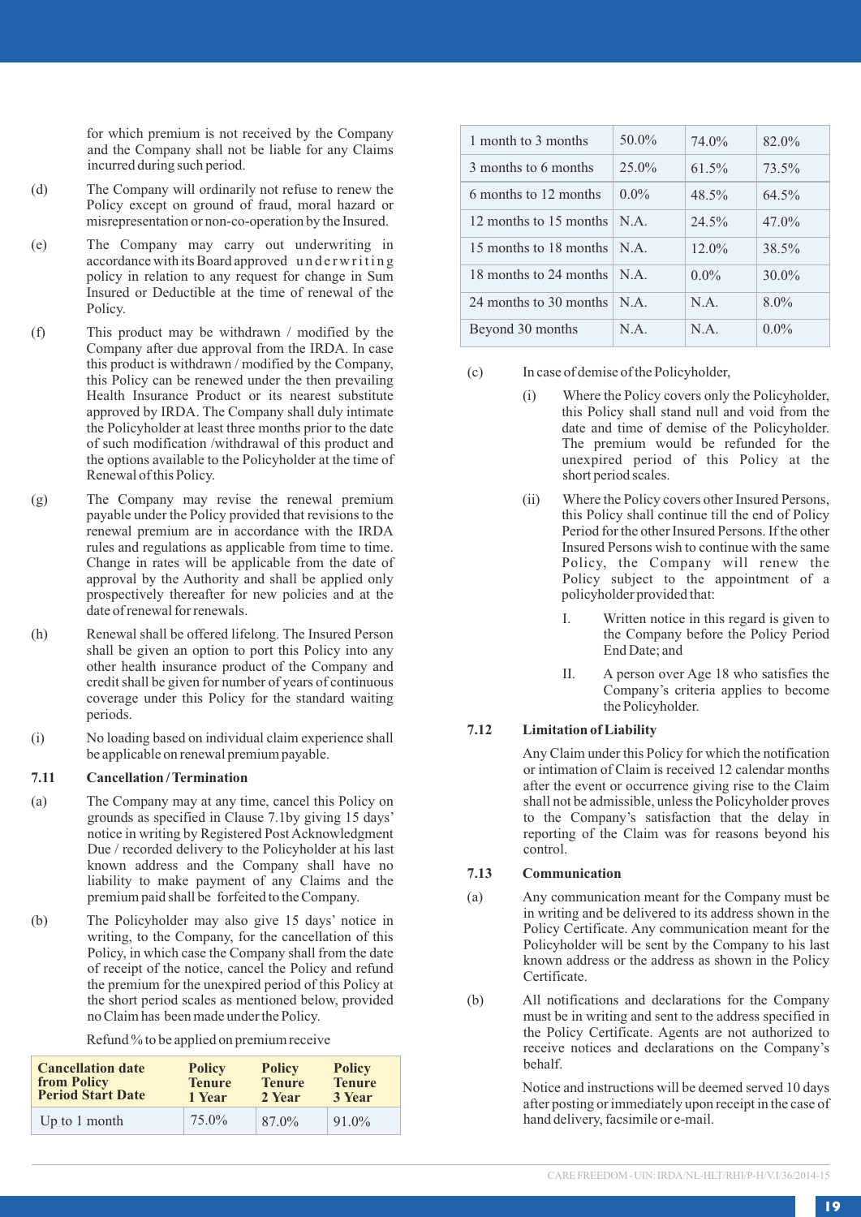for which premium is not received by the Company and the Company shall not be liable for any Claims incurred during such period.

(d) The Company will ordinarily not refuse to renew the Policy except on ground of fraud, moral hazard or misrepresentation or non-co-operation by the Insured.

(e) The Company may carry out underwriting in accordance with its Board approved underwriting policy in relation to any request for change in Sum Insured or Deductible at the time of renewal of the Policy.

(f) This product may be withdrawn / modified by the Company after due approval from the IRDA. In case this product is withdrawn / modified by the Company, this Policy can be renewed under the then prevailing Health Insurance Product or its nearest substitute approved by IRDA. The Company shall duly intimate the Policyholder at least three months prior to the date of such modification /withdrawal of this product and the options available to the Policyholder at the time of Renewal of this Policy.

(g) The Company may revise the renewal premium payable under the Policy provided that revisions to the renewal premium are in accordance with the IRDA rules and regulations as applicable from time to time. Change in rates will be applicable from the date of approval by the Authority and shall be applied only prospectively thereafter for new policies and at the date of renewal for renewals.

(h) Renewal shall be offered lifelong. The Insured Person shall be given an option to port this Policy into any other health insurance product of the Company and credit shall be given for number of years of continuous coverage under this Policy for the standard waiting periods.

(i) No loading based on individual claim experience shall be applicable on renewal premium payable.

### 7.11 Cancellation / Termination

(a) The Company may at any time, cancel this Policy on grounds as specified in Clause 7.1by giving 15 days' notice in writing by Registered Post Acknowledgment Due / recorded delivery to the Policyholder at his last known address and the Company shall have no liability to make payment of any Claims and the premium paid shall be forfeited to the Company.

(b) The Policyholder may also give 15 days' notice in writing, to the Company, for the cancellation of this Policy, in which case the Company shall from the date of receipt of the notice, cancel the Policy and refund the premium for the unexpired period of this Policy at the short period scales as mentioned below, provided no Claim has been made under the Policy.

Refund % to be applied on premium receive

| Cancellation date from Policy Period Start Date | Policy Tenure 1 Year | Policy Tenure 2 Year | Policy Tenure 3 Year |
|---|---|---|---|
| Up to 1 month | 75.0% | 87.0% | 91.0% |
| 1 month to 3 months | 50.0% | 74.0% | 82.0% |
| 3 months to 6 months | 25.0% | 61.5% | 73.5% |
| 6 months to 12 months | 0.0% | 48.5% | 64.5% |
| 12 months to 15 months | N.A. | 24.5% | 47.0% |
| 15 months to 18 months | N.A. | 12.0% | 38.5% |
| 18 months to 24 months | N.A. | 0.0% | 30.0% |
| 24 months to 30 months | N.A. | N.A. | 8.0% |
| Beyond 30 months | N.A. | N.A. | 0.0% |

(c) In case of demise of the Policyholder,

(i) Where the Policy covers only the Policyholder, this Policy shall stand null and void from the date and time of demise of the Policyholder. The premium would be refunded for the unexpired period of this Policy at the short period scales.

(ii) Where the Policy covers other Insured Persons, this Policy shall continue till the end of Policy Period for the other Insured Persons. If the other Insured Persons wish to continue with the same Policy, the Company will renew the Policy subject to the appointment of a policyholder provided that:

I. Written notice in this regard is given to the Company before the Policy Period End Date; and

II. A person over Age 18 who satisfies the Company's criteria applies to become the Policyholder.

### 7.12 Limitation of Liability

Any Claim under this Policy for which the notification or intimation of Claim is received 12 calendar months after the event or occurrence giving rise to the Claim shall not be admissible, unless the Policyholder proves to the Company's satisfaction that the delay in reporting of the Claim was for reasons beyond his control.

### 7.13 Communication

(a) Any communication meant for the Company must be in writing and be delivered to its address shown in the Policy Certificate. Any communication meant for the Policyholder will be sent by the Company to his last known address or the address as shown in the Policy Certificate.

(b) All notifications and declarations for the Company must be in writing and sent to the address specified in the Policy Certificate. Agents are not authorized to receive notices and declarations on the Company's behalf.

Notice and instructions will be deemed served 10 days after posting or immediately upon receipt in the case of hand delivery, facsimile or e-mail.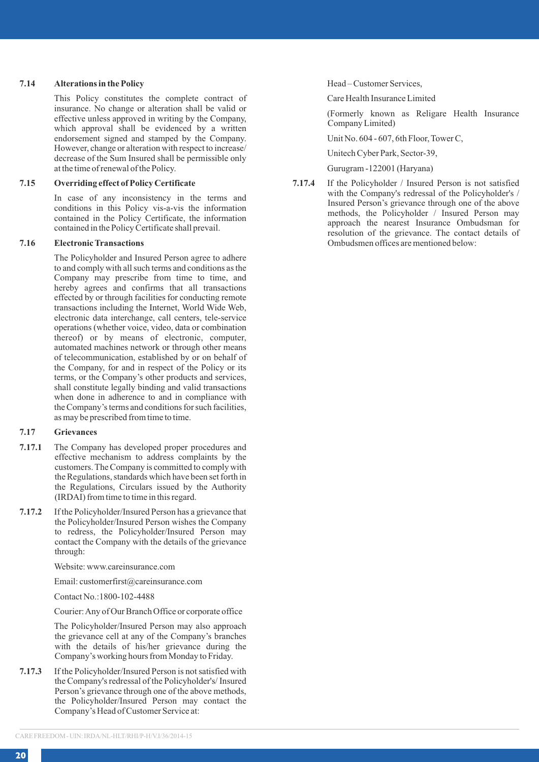### 7.14 Alterations in the Policy

This Policy constitutes the complete contract of insurance. No change or alteration shall be valid or effective unless approved in writing by the Company, which approval shall be evidenced by a written endorsement signed and stamped by the Company. However, change or alteration with respect to increase/ decrease of the Sum Insured shall be permissible only at the time of renewal of the Policy.

### 7.15 Overriding effect of Policy Certificate

In case of any inconsistency in the terms and conditions in this Policy vis-a-vis the information contained in the Policy Certificate, the information contained in the Policy Certificate shall prevail.

### 7.16 Electronic Transactions

The Policyholder and Insured Person agree to adhere to and comply with all such terms and conditions as the Company may prescribe from time to time, and hereby agrees and confirms that all transactions effected by or through facilities for conducting remote transactions including the Internet, World Wide Web, electronic data interchange, call centers, tele-service operations (whether voice, video, data or combination thereof) or by means of electronic, computer, automated machines network or through other means of telecommunication, established by or on behalf of the Company, for and in respect of the Policy or its terms, or the Company's other products and services, shall constitute legally binding and valid transactions when done in adherence to and in compliance with the Company's terms and conditions for such facilities, as may be prescribed from time to time.

### 7.17 Grievances

**7.17.1** The Company has developed proper procedures and effective mechanism to address complaints by the customers. The Company is committed to comply with the Regulations, standards which have been set forth in the Regulations, Circulars issued by the Authority (IRDAI) from time to time in this regard.

**7.17.2** If the Policyholder/Insured Person has a grievance that the Policyholder/Insured Person wishes the Company to redress, the Policyholder/Insured Person may contact the Company with the details of the grievance through:

Website: www.careinsurance.com

Email: customerfirst@careinsurance.com

Contact No.:1800-102-4488

Courier: Any of Our Branch Office or corporate office

The Policyholder/Insured Person may also approach the grievance cell at any of the Company's branches with the details of his/her grievance during the Company's working hours from Monday to Friday.

**7.17.3** If the Policyholder/Insured Person is not satisfied with the Company's redressal of the Policyholder's/ Insured Person's grievance through one of the above methods, the Policyholder/Insured Person may contact the Company's Head of Customer Service at:

Head – Customer Services,

Care Health Insurance Limited

(Formerly known as Religare Health Insurance Company Limited)

Unit No. 604 - 607, 6th Floor, Tower C,

Unitech Cyber Park, Sector-39,

Gurugram -122001 (Haryana)

**7.17.4** If the Policyholder / Insured Person is not satisfied with the Company's redressal of the Policyholder's / Insured Person's grievance through one of the above methods, the Policyholder / Insured Person may approach the nearest Insurance Ombudsman for resolution of the grievance. The contact details of Ombudsmen offices are mentioned below: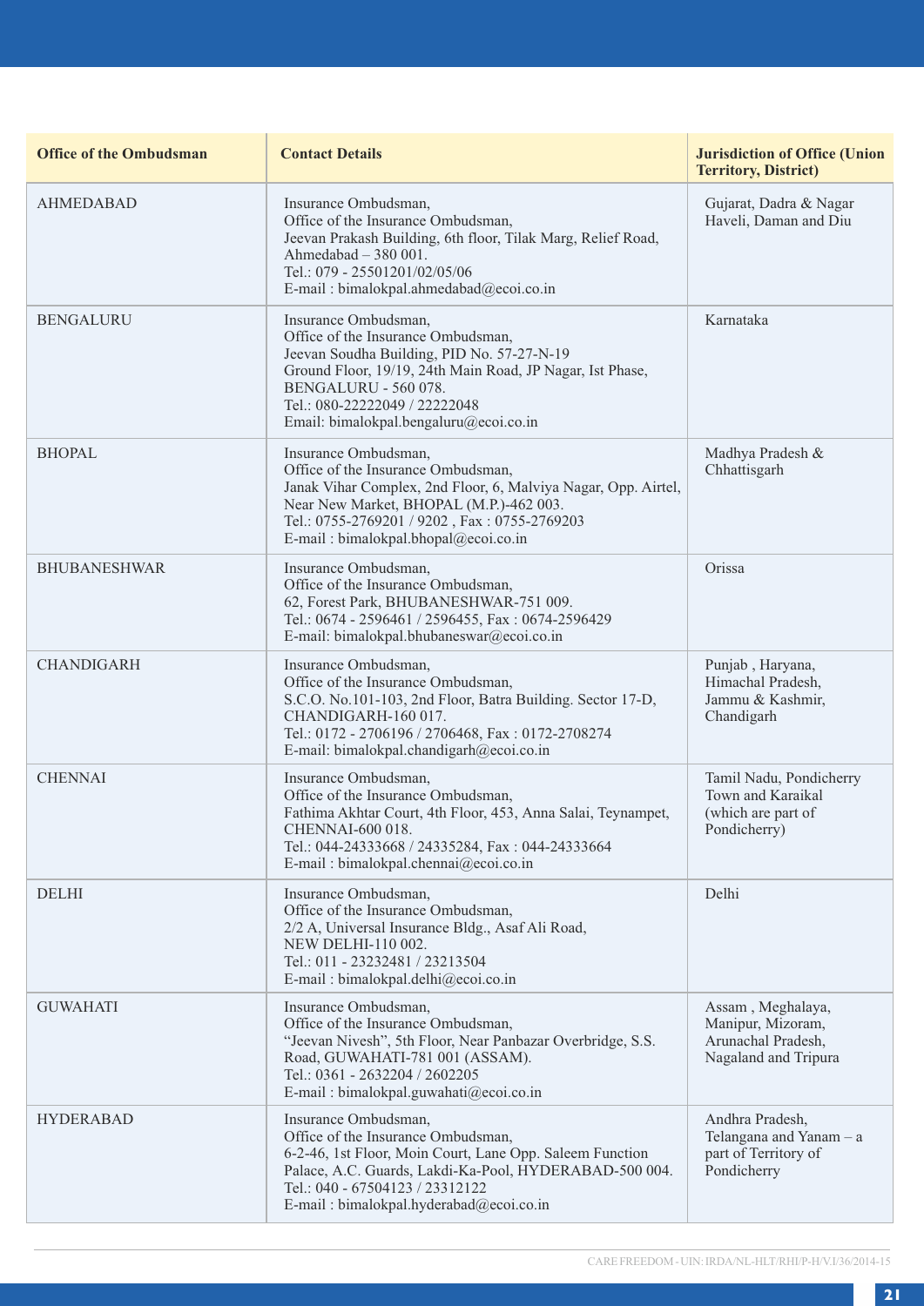| Office of the Ombudsman | Contact Details | Jurisdiction of Office (Union Territory, District) |
|---|---|---|
| AHMEDABAD | Insurance Ombudsman,<br>Office of the Insurance Ombudsman,<br>Jeevan Prakash Building, 6th floor, Tilak Marg, Relief Road,<br>Ahmedabad – 380 001.<br>Tel.: 079 - 25501201/02/05/06<br>E-mail : bimalokpal.ahmedabad@ecoi.co.in | Gujarat, Dadra & Nagar Haveli, Daman and Diu |
| BENGALURU | Insurance Ombudsman,<br>Office of the Insurance Ombudsman,<br>Jeevan Soudha Building, PID No. 57-27-N-19<br>Ground Floor, 19/19, 24th Main Road, JP Nagar, Ist Phase,<br>BENGALURU - 560 078.<br>Tel.: 080-22222049 / 22222048<br>Email: bimalokpal.bengaluru@ecoi.co.in | Karnataka |
| BHOPAL | Insurance Ombudsman,<br>Office of the Insurance Ombudsman,<br>Janak Vihar Complex, 2nd Floor, 6, Malviya Nagar, Opp. Airtel,<br>Near New Market, BHOPAL (M.P.)-462 003.<br>Tel.: 0755-2769201 / 9202 , Fax : 0755-2769203<br>E-mail : bimalokpal.bhopal@ecoi.co.in | Madhya Pradesh & Chhattisgarh |
| BHUBANESHWAR | Insurance Ombudsman,<br>Office of the Insurance Ombudsman,<br>62, Forest Park, BHUBANESHWAR-751 009.<br>Tel.: 0674 - 2596461 / 2596455, Fax : 0674-2596429<br>E-mail: bimalokpal.bhubaneswar@ecoi.co.in | Orissa |
| CHANDIGARH | Insurance Ombudsman,<br>Office of the Insurance Ombudsman,<br>S.C.O. No.101-103, 2nd Floor, Batra Building. Sector 17-D,<br>CHANDIGARH-160 017.<br>Tel.: 0172 - 2706196 / 2706468, Fax : 0172-2708274<br>E-mail: bimalokpal.chandigarh@ecoi.co.in | Punjab , Haryana, Himachal Pradesh, Jammu & Kashmir, Chandigarh |
| CHENNAI | Insurance Ombudsman,<br>Office of the Insurance Ombudsman,<br>Fathima Akhtar Court, 4th Floor, 453, Anna Salai, Teynampet,<br>CHENNAI-600 018.<br>Tel.: 044-24333668 / 24335284, Fax : 044-24333664<br>E-mail : bimalokpal.chennai@ecoi.co.in | Tamil Nadu, Pondicherry Town and Karaikal (which are part of Pondicherry) |
| DELHI | Insurance Ombudsman,<br>Office of the Insurance Ombudsman,<br>2/2 A, Universal Insurance Bldg., Asaf Ali Road,<br>NEW DELHI-110 002.<br>Tel.: 011 - 23232481 / 23213504<br>E-mail : bimalokpal.delhi@ecoi.co.in | Delhi |
| GUWAHATI | Insurance Ombudsman,<br>Office of the Insurance Ombudsman,<br>"Jeevan Nivesh", 5th Floor, Near Panbazar Overbridge, S.S.<br>Road, GUWAHATI-781 001 (ASSAM).<br>Tel.: 0361 - 2632204 / 2602205<br>E-mail : bimalokpal.guwahati@ecoi.co.in | Assam , Meghalaya, Manipur, Mizoram, Arunachal Pradesh, Nagaland and Tripura |
| HYDERABAD | Insurance Ombudsman,<br>Office of the Insurance Ombudsman,<br>6-2-46, 1st Floor, Moin Court, Lane Opp. Saleem Function<br>Palace, A.C. Guards, Lakdi-Ka-Pool, HYDERABAD-500 004.<br>Tel.: 040 - 67504123 / 23312122<br>E-mail : bimalokpal.hyderabad@ecoi.co.in | Andhra Pradesh, Telangana and Yanam – a part of Territory of Pondicherry |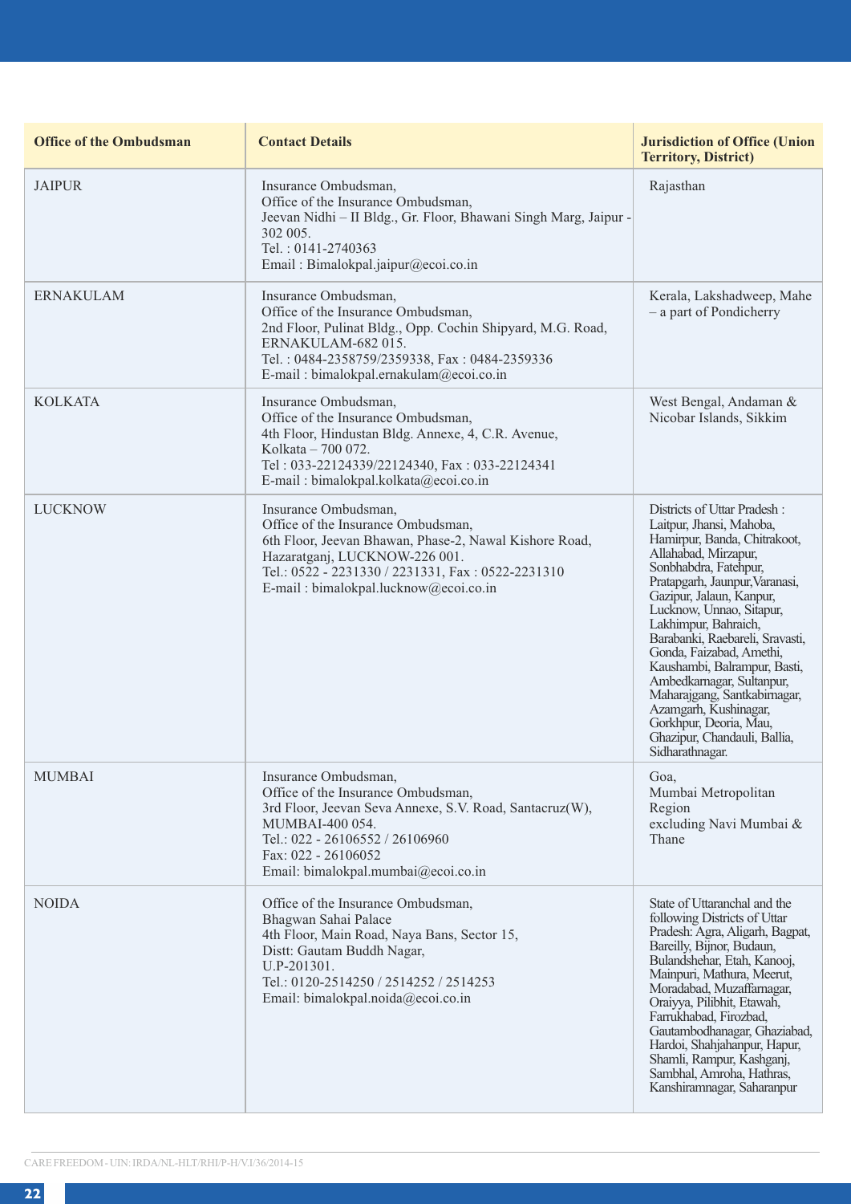| Office of the Ombudsman | Contact Details | Jurisdiction of Office (Union Territory, District) |
|---|---|---|
| JAIPUR | Insurance Ombudsman,<br>Office of the Insurance Ombudsman,<br>Jeevan Nidhi – II Bldg., Gr. Floor, Bhawani Singh Marg, Jaipur - 302 005.<br>Tel. : 0141-2740363<br>Email : Bimalokpal.jaipur@ecoi.co.in | Rajasthan |
| ERNAKULAM | Insurance Ombudsman,<br>Office of the Insurance Ombudsman,<br>2nd Floor, Pulinat Bldg., Opp. Cochin Shipyard, M.G. Road, ERNAKULAM-682 015.<br>Tel. : 0484-2358759/2359338, Fax : 0484-2359336<br>E-mail : bimalokpal.ernakulam@ecoi.co.in | Kerala, Lakshadweep, Mahe – a part of Pondicherry |
| KOLKATA | Insurance Ombudsman,<br>Office of the Insurance Ombudsman,<br>4th Floor, Hindustan Bldg. Annexe, 4, C.R. Avenue,<br>Kolkata – 700 072.<br>Tel : 033-22124339/22124340, Fax : 033-22124341<br>E-mail : bimalokpal.kolkata@ecoi.co.in | West Bengal, Andaman & Nicobar Islands, Sikkim |
| LUCKNOW | Insurance Ombudsman,<br>Office of the Insurance Ombudsman,<br>6th Floor, Jeevan Bhawan, Phase-2, Nawal Kishore Road, Hazaratganj, LUCKNOW-226 001.<br>Tel.: 0522 - 2231330 / 2231331, Fax : 0522-2231310<br>E-mail : bimalokpal.lucknow@ecoi.co.in | Districts of Uttar Pradesh : Laitpur, Jhansi, Mahoba, Hamirpur, Banda, Chitrakoot, Allahabad, Mirzapur, Sonbhabdra, Fatehpur, Pratapgarh, Jaunpur,Varanasi, Gazipur, Jalaun, Kanpur, Lucknow, Unnao, Sitapur, Lakhimpur, Bahraich, Barabanki, Raebareli, Sravasti, Gonda, Faizabad, Amethi, Kaushambi, Balrampur, Basti, Ambedkarnagar, Sultanpur, Maharajgang, Santkabirnagar, Azamgarh, Kushinagar, Gorkhpur, Deoria, Mau, Ghazipur, Chandauli, Ballia, Sidharathnagar. |
| MUMBAI | Insurance Ombudsman,<br>Office of the Insurance Ombudsman,<br>3rd Floor, Jeevan Seva Annexe, S.V. Road, Santacruz(W), MUMBAI-400 054.<br>Tel.: 022 - 26106552 / 26106960<br>Fax: 022 - 26106052<br>Email: bimalokpal.mumbai@ecoi.co.in | Goa,<br>Mumbai Metropolitan Region<br>excluding Navi Mumbai & Thane |
| NOIDA | Office of the Insurance Ombudsman,<br>Bhagwan Sahai Palace<br>4th Floor, Main Road, Naya Bans, Sector 15,<br>Distt: Gautam Buddh Nagar,<br>U.P-201301.<br>Tel.: 0120-2514250 / 2514252 / 2514253<br>Email: bimalokpal.noida@ecoi.co.in | State of Uttaranchal and the following Districts of Uttar Pradesh: Agra, Aligarh, Bagpat, Bareilly, Bijnor, Budaun, Bulandshehar, Etah, Kanooj, Mainpuri, Mathura, Meerut, Moradabad, Muzaffarnagar, Oraiyya, Pilibhit, Etawah, Farrukhabad, Firozbad, Gautambodhanagar, Ghaziabad, Hardoi, Shahjahanpur, Hapur, Shamli, Rampur, Kashganj, Sambhal, Amroha, Hathras, Kanshiramnagar, Saharanpur |

CARE FREEDOM - UIN: IRDA/NL-HLT/RHI/P-H/V.I/36/2014-15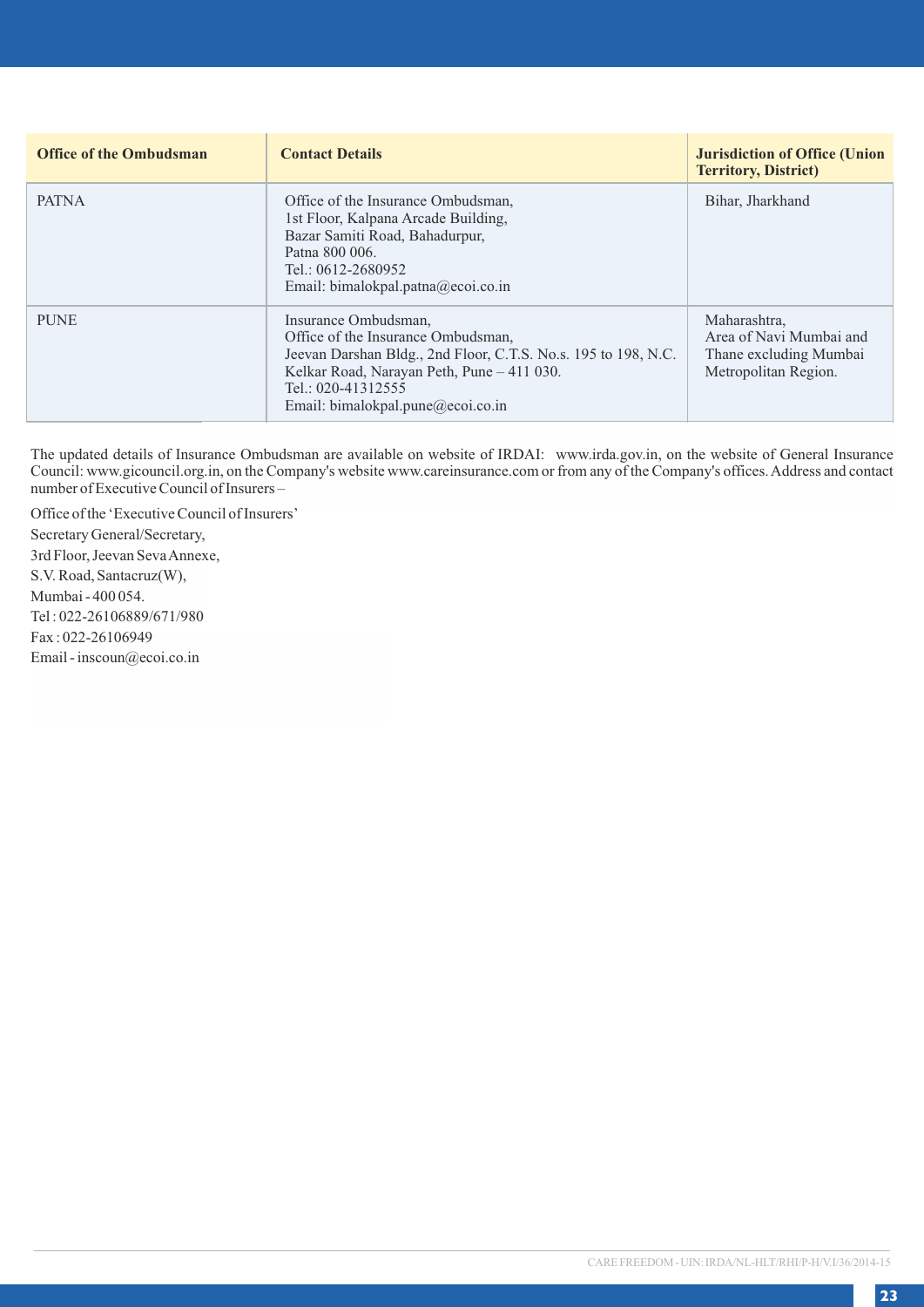| Office of the Ombudsman | Contact Details | Jurisdiction of Office (Union Territory, District) |
|---|---|---|
| PATNA | Office of the Insurance Ombudsman,<br>1st Floor, Kalpana Arcade Building,<br>Bazar Samiti Road, Bahadurpur,<br>Patna 800 006.<br>Tel.: 0612-2680952<br>Email: bimalokpal.patna@ecoi.co.in | Bihar, Jharkhand |
| PUNE | Insurance Ombudsman,<br>Office of the Insurance Ombudsman,<br>Jeevan Darshan Bldg., 2nd Floor, C.T.S. No.s. 195 to 198, N.C. Kelkar Road, Narayan Peth, Pune – 411 030.<br>Tel.: 020-41312555<br>Email: bimalokpal.pune@ecoi.co.in | Maharashtra,<br>Area of Navi Mumbai and Thane excluding Mumbai Metropolitan Region. |

The updated details of Insurance Ombudsman are available on website of IRDAI: www.irda.gov.in, on the website of General Insurance Council: www.gicouncil.org.in, on the Company's website www.careinsurance.com or from any of the Company's offices. Address and contact number of Executive Council of Insurers –

Office of the 'Executive Council of Insurers'
Secretary General/Secretary,
3rd Floor, Jeevan Seva Annexe,
S.V. Road, Santacruz(W),
Mumbai - 400 054.
Tel : 022-26106889/671/980
Fax : 022-26106949
Email - inscoun@ecoi.co.in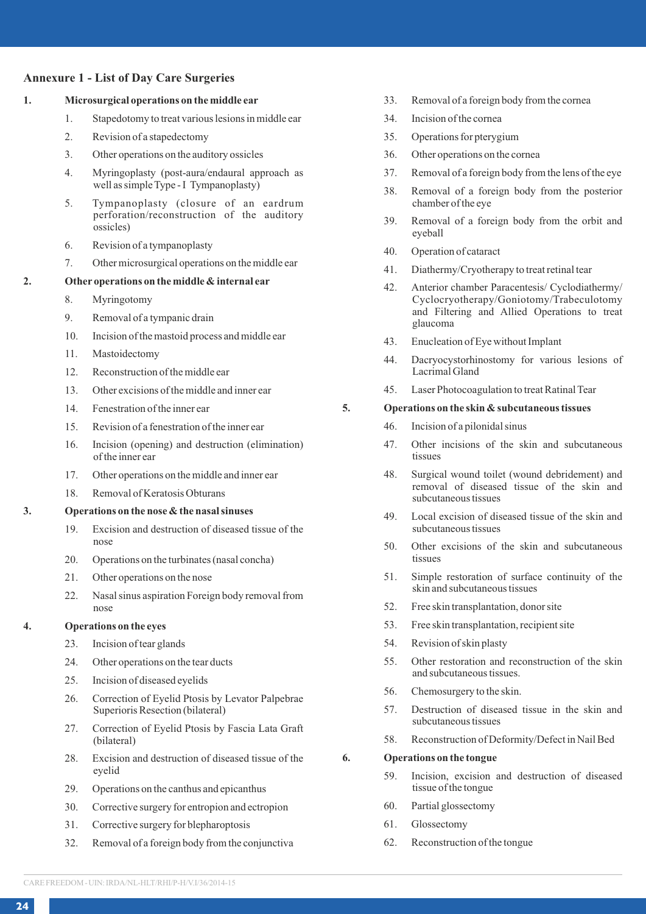## Annexure 1 - List of Day Care Surgeries

**1. Microsurgical operations on the middle ear**

1. Stapedotomy to treat various lesions in middle ear
2. Revision of a stapedectomy
3. Other operations on the auditory ossicles
4. Myringoplasty (post-aura/endaural approach as well as simple Type - I Tympanoplasty)
5. Tympanoplasty (closure of an eardrum perforation/reconstruction of the auditory ossicles)
6. Revision of a tympanoplasty
7. Other microsurgical operations on the middle ear

**2. Other operations on the middle & internal ear**

8. Myringotomy
9. Removal of a tympanic drain
10. Incision of the mastoid process and middle ear
11. Mastoidectomy
12. Reconstruction of the middle ear
13. Other excisions of the middle and inner ear
14. Fenestration of the inner ear
15. Revision of a fenestration of the inner ear
16. Incision (opening) and destruction (elimination) of the inner ear
17. Other operations on the middle and inner ear
18. Removal of Keratosis Obturans

**3. Operations on the nose & the nasal sinuses**

19. Excision and destruction of diseased tissue of the nose
20. Operations on the turbinates (nasal concha)
21. Other operations on the nose
22. Nasal sinus aspiration Foreign body removal from nose

**4. Operations on the eyes**

23. Incision of tear glands
24. Other operations on the tear ducts
25. Incision of diseased eyelids
26. Correction of Eyelid Ptosis by Levator Palpebrae Superioris Resection (bilateral)
27. Correction of Eyelid Ptosis by Fascia Lata Graft (bilateral)
28. Excision and destruction of diseased tissue of the eyelid
29. Operations on the canthus and epicanthus
30. Corrective surgery for entropion and ectropion
31. Corrective surgery for blepharoptosis
32. Removal of a foreign body from the conjunctiva
33. Removal of a foreign body from the cornea
34. Incision of the cornea
35. Operations for pterygium
36. Other operations on the cornea
37. Removal of a foreign body from the lens of the eye
38. Removal of a foreign body from the posterior chamber of the eye
39. Removal of a foreign body from the orbit and eyeball
40. Operation of cataract
41. Diathermy/Cryotherapy to treat retinal tear
42. Anterior chamber Paracentesis/ Cyclodiathermy/ Cyclocryotherapy/Goniotomy/Trabeculotomy and Filtering and Allied Operations to treat glaucoma
43. Enucleation of Eye without Implant
44. Dacryocystorhinostomy for various lesions of Lacrimal Gland
45. Laser Photocoagulation to treat Ratinal Tear

**5. Operations on the skin & subcutaneous tissues**

46. Incision of a pilonidal sinus
47. Other incisions of the skin and subcutaneous tissues
48. Surgical wound toilet (wound debridement) and removal of diseased tissue of the skin and subcutaneous tissues
49. Local excision of diseased tissue of the skin and subcutaneous tissues
50. Other excisions of the skin and subcutaneous tissues
51. Simple restoration of surface continuity of the skin and subcutaneous tissues
52. Free skin transplantation, donor site
53. Free skin transplantation, recipient site
54. Revision of skin plasty
55. Other restoration and reconstruction of the skin and subcutaneous tissues.
56. Chemosurgery to the skin.
57. Destruction of diseased tissue in the skin and subcutaneous tissues
58. Reconstruction of Deformity/Defect in Nail Bed

**6. Operations on the tongue**

59. Incision, excision and destruction of diseased tissue of the tongue
60. Partial glossectomy
61. Glossectomy
62. Reconstruction of the tongue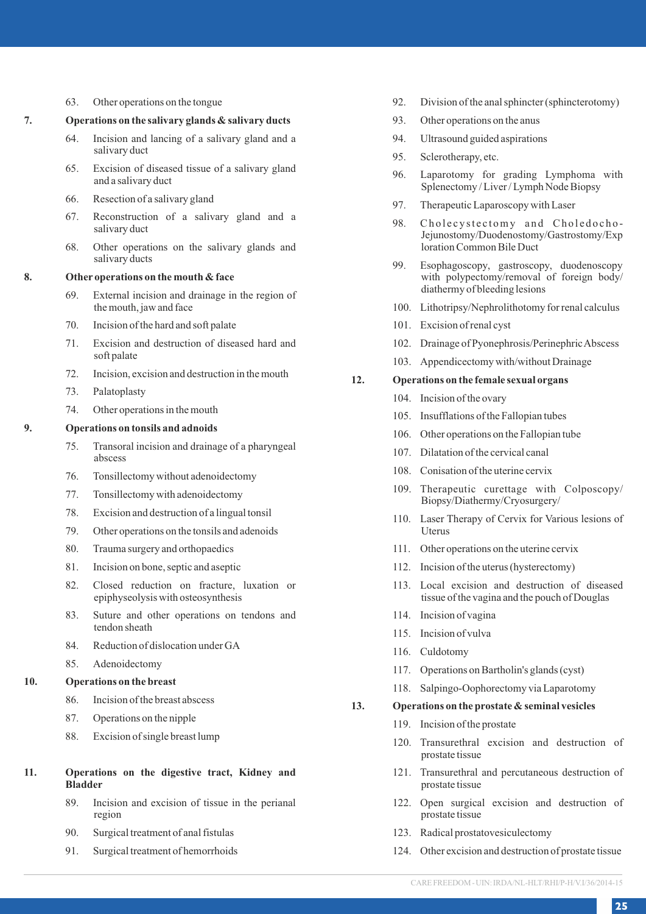63. Other operations on the tongue

**7. Operations on the salivary glands & salivary ducts**

64. Incision and lancing of a salivary gland and a salivary duct
65. Excision of diseased tissue of a salivary gland and a salivary duct
66. Resection of a salivary gland
67. Reconstruction of a salivary gland and a salivary duct
68. Other operations on the salivary glands and salivary ducts

**8. Other operations on the mouth & face**

69. External incision and drainage in the region of the mouth, jaw and face
70. Incision of the hard and soft palate
71. Excision and destruction of diseased hard and soft palate
72. Incision, excision and destruction in the mouth
73. Palatoplasty
74. Other operations in the mouth

**9. Operations on tonsils and adnoids**

75. Transoral incision and drainage of a pharyngeal abscess
76. Tonsillectomy without adenoidectomy
77. Tonsillectomy with adenoidectomy
78. Excision and destruction of a lingual tonsil
79. Other operations on the tonsils and adenoids
80. Trauma surgery and orthopaedics
81. Incision on bone, septic and aseptic
82. Closed reduction on fracture, luxation or epiphyseolysis with osteosynthesis
83. Suture and other operations on tendons and tendon sheath
84. Reduction of dislocation under GA
85. Adenoidectomy

**10. Operations on the breast**

86. Incision of the breast abscess
87. Operations on the nipple
88. Excision of single breast lump

**11. Operations on the digestive tract, Kidney and Bladder**

89. Incision and excision of tissue in the perianal region
90. Surgical treatment of anal fistulas
91. Surgical treatment of hemorrhoids
92. Division of the anal sphincter (sphincterotomy)
93. Other operations on the anus
94. Ultrasound guided aspirations
95. Sclerotherapy, etc.
96. Laparotomy for grading Lymphoma with Splenectomy / Liver / Lymph Node Biopsy
97. Therapeutic Laparoscopy with Laser
98. Cholecystectomy and Choledocho-Jejunostomy/Duodenostomy/Gastrostomy/Exploration Common Bile Duct
99. Esophagoscopy, gastroscopy, duodenoscopy with polypectomy/removal of foreign body/ diathermy of bleeding lesions
100. Lithotripsy/Nephrolithotomy for renal calculus
101. Excision of renal cyst
102. Drainage of Pyonephrosis/Perinephric Abscess
103. Appendicectomy with/without Drainage

**12. Operations on the female sexual organs**

104. Incision of the ovary
105. Insufflations of the Fallopian tubes
106. Other operations on the Fallopian tube
107. Dilatation of the cervical canal
108. Conisation of the uterine cervix
109. Therapeutic curettage with Colposcopy/ Biopsy/Diathermy/Cryosurgery/
110. Laser Therapy of Cervix for Various lesions of Uterus
111. Other operations on the uterine cervix
112. Incision of the uterus (hysterectomy)
113. Local excision and destruction of diseased tissue of the vagina and the pouch of Douglas
114. Incision of vagina
115. Incision of vulva
116. Culdotomy
117. Operations on Bartholin's glands (cyst)
118. Salpingo-Oophorectomy via Laparotomy

**13. Operations on the prostate & seminal vesicles**

119. Incision of the prostate
120. Transurethral excision and destruction of prostate tissue
121. Transurethral and percutaneous destruction of prostate tissue
122. Open surgical excision and destruction of prostate tissue
123. Radical prostatovesiculectomy
124. Other excision and destruction of prostate tissue

CARE FREEDOM - UIN: IRDA/NL-HLT/RHI/P-H/V.I/36/2014-15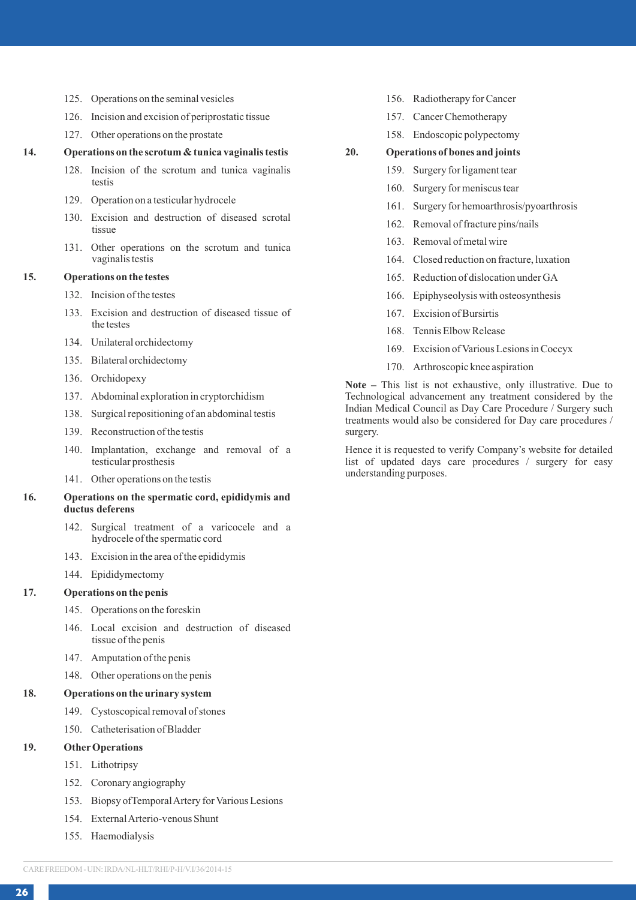125. Operations on the seminal vesicles

126. Incision and excision of periprostatic tissue

127. Other operations on the prostate

**14. Operations on the scrotum & tunica vaginalis testis**

128. Incision of the scrotum and tunica vaginalis testis

129. Operation on a testicular hydrocele

130. Excision and destruction of diseased scrotal tissue

131. Other operations on the scrotum and tunica vaginalis testis

**15. Operations on the testes**

132. Incision of the testes

133. Excision and destruction of diseased tissue of the testes

134. Unilateral orchidectomy

135. Bilateral orchidectomy

136. Orchidopexy

137. Abdominal exploration in cryptorchidism

138. Surgical repositioning of an abdominal testis

139. Reconstruction of the testis

140. Implantation, exchange and removal of a testicular prosthesis

141. Other operations on the testis

**16. Operations on the spermatic cord, epididymis and ductus deferens**

142. Surgical treatment of a varicocele and a hydrocele of the spermatic cord

143. Excision in the area of the epididymis

144. Epididymectomy

**17. Operations on the penis**

145. Operations on the foreskin

146. Local excision and destruction of diseased tissue of the penis

147. Amputation of the penis

148. Other operations on the penis

**18. Operations on the urinary system**

149. Cystoscopical removal of stones

150. Catheterisation of Bladder

**19. Other Operations**

151. Lithotripsy

152. Coronary angiography

153. Biopsy of Temporal Artery for Various Lesions

154. External Arterio-venous Shunt

155. Haemodialysis

156. Radiotherapy for Cancer

157. Cancer Chemotherapy

158. Endoscopic polypectomy

**20. Operations of bones and joints**

159. Surgery for ligament tear

160. Surgery for meniscus tear

161. Surgery for hemoarthrosis/pyoarthrosis

162. Removal of fracture pins/nails

163. Removal of metal wire

164. Closed reduction on fracture, luxation

165. Reduction of dislocation under GA

166. Epiphyseolysis with osteosynthesis

167. Excision of Bursirtis

168. Tennis Elbow Release

169. Excision of Various Lesions in Coccyx

170. Arthroscopic knee aspiration

**Note** – This list is not exhaustive, only illustrative. Due to Technological advancement any treatment considered by the Indian Medical Council as Day Care Procedure / Surgery such treatments would also be considered for Day care procedures / surgery.

Hence it is requested to verify Company's website for detailed list of updated days care procedures / surgery for easy understanding purposes.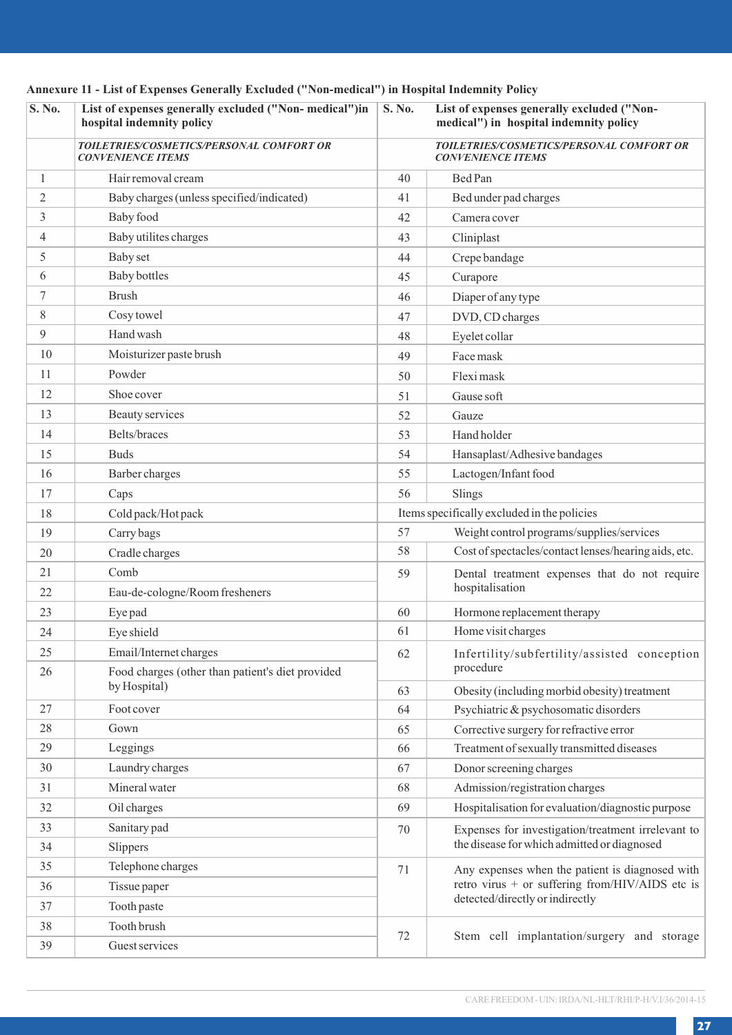**Annexure 11 - List of Expenses Generally Excluded ("Non-medical") in Hospital Indemnity Policy**

| S. No. | List of expenses generally excluded ("Non- medical")in hospital indemnity policy | S. No. | List of expenses generally excluded ("Non-medical") in hospital indemnity policy |
|---|---|---|---|
| | *TOILETRIES/COSMETICS/PERSONAL COMFORT OR CONVENIENCE ITEMS* | | *TOILETRIES/COSMETICS/PERSONAL COMFORT OR CONVENIENCE ITEMS* |
| 1 | Hair removal cream | 40 | Bed Pan |
| 2 | Baby charges (unless specified/indicated) | 41 | Bed under pad charges |
| 3 | Baby food | 42 | Camera cover |
| 4 | Baby utilites charges | 43 | Cliniplast |
| 5 | Baby set | 44 | Crepe bandage |
| 6 | Baby bottles | 45 | Curapore |
| 7 | Brush | 46 | Diaper of any type |
| 8 | Cosy towel | 47 | DVD, CD charges |
| 9 | Hand wash | 48 | Eyelet collar |
| 10 | Moisturizer paste brush | 49 | Face mask |
| 11 | Powder | 50 | Flexi mask |
| 12 | Shoe cover | 51 | Gause soft |
| 13 | Beauty services | 52 | Gauze |
| 14 | Belts/braces | 53 | Hand holder |
| 15 | Buds | 54 | Hansaplast/Adhesive bandages |
| 16 | Barber charges | 55 | Lactogen/Infant food |
| 17 | Caps | 56 | Slings |
| 18 | Cold pack/Hot pack | | Items specifically excluded in the policies |
| 19 | Carry bags | 57 | Weight control programs/supplies/services |
| 20 | Cradle charges | 58 | Cost of spectacles/contact lenses/hearing aids, etc. |
| 21 | Comb | 59 | Dental treatment expenses that do not require hospitalisation |
| 22 | Eau-de-cologne/Room fresheners | | |
| 23 | Eye pad | 60 | Hormone replacement therapy |
| 24 | Eye shield | 61 | Home visit charges |
| 25 | Email/Internet charges | 62 | Infertility/subfertility/assisted conception procedure |
| 26 | Food charges (other than patient's diet provided by Hospital) | 63 | Obesity (including morbid obesity) treatment |
| 27 | Foot cover | 64 | Psychiatric & psychosomatic disorders |
| 28 | Gown | 65 | Corrective surgery for refractive error |
| 29 | Leggings | 66 | Treatment of sexually transmitted diseases |
| 30 | Laundry charges | 67 | Donor screening charges |
| 31 | Mineral water | 68 | Admission/registration charges |
| 32 | Oil charges | 69 | Hospitalisation for evaluation/diagnostic purpose |
| 33 | Sanitary pad | 70 | Expenses for investigation/treatment irrelevant to the disease for which admitted or diagnosed |
| 34 | Slippers | | |
| 35 | Telephone charges | 71 | Any expenses when the patient is diagnosed with retro virus + or suffering from/HIV/AIDS etc is detected/directly or indirectly |
| 36 | Tissue paper | | |
| 37 | Tooth paste | | |
| 38 | Tooth brush | 72 | Stem cell implantation/surgery and storage |
| 39 | Guest services | | |

CARE FREEDOM - UIN: IRDA/NL-HLT/RHI/P-H/V.I/36/2014-15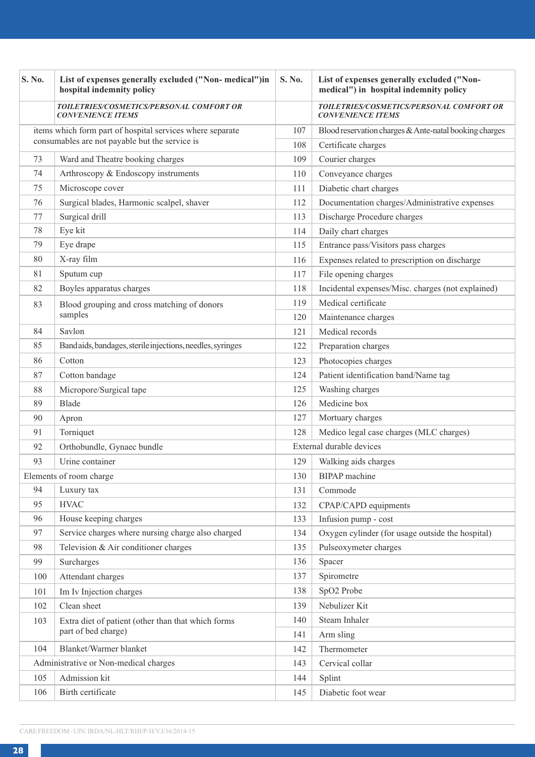| S. No. | List of expenses generally excluded ("Non- medical")in hospital indemnity policy | S. No. | List of expenses generally excluded ("Non- medical") in hospital indemnity policy |
|---|---|---|---|
| | *TOILETRIES/COSMETICS/PERSONAL COMFORT OR CONVENIENCE ITEMS* | | *TOILETRIES/COSMETICS/PERSONAL COMFORT OR CONVENIENCE ITEMS* |
| | items which form part of hospital services where separate consumables are not payable but the service is | 107 | Blood reservation charges & Ante-natal booking charges |
| | | 108 | Certificate charges |
| 73 | Ward and Theatre booking charges | 109 | Courier charges |
| 74 | Arthroscopy & Endoscopy instruments | 110 | Conveyance charges |
| 75 | Microscope cover | 111 | Diabetic chart charges |
| 76 | Surgical blades, Harmonic scalpel, shaver | 112 | Documentation charges/Administrative expenses |
| 77 | Surgical drill | 113 | Discharge Procedure charges |
| 78 | Eye kit | 114 | Daily chart charges |
| 79 | Eye drape | 115 | Entrance pass/Visitors pass charges |
| 80 | X-ray film | 116 | Expenses related to prescription on discharge |
| 81 | Sputum cup | 117 | File opening charges |
| 82 | Boyles apparatus charges | 118 | Incidental expenses/Misc. charges (not explained) |
| 83 | Blood grouping and cross matching of donors samples | 119 | Medical certificate |
| | | 120 | Maintenance charges |
| 84 | Savlon | 121 | Medical records |
| 85 | Band aids, bandages, sterile injections, needles, syringes | 122 | Preparation charges |
| 86 | Cotton | 123 | Photocopies charges |
| 87 | Cotton bandage | 124 | Patient identification band/Name tag |
| 88 | Micropore/Surgical tape | 125 | Washing charges |
| 89 | Blade | 126 | Medicine box |
| 90 | Apron | 127 | Mortuary charges |
| 91 | Torniquet | 128 | Medico legal case charges (MLC charges) |
| 92 | Orthobundle, Gynaec bundle | | External durable devices |
| 93 | Urine container | 129 | Walking aids charges |
| | Elements of room charge | 130 | BIPAP machine |
| 94 | Luxury tax | 131 | Commode |
| 95 | HVAC | 132 | CPAP/CAPD equipments |
| 96 | House keeping charges | 133 | Infusion pump - cost |
| 97 | Service charges where nursing charge also charged | 134 | Oxygen cylinder (for usage outside the hospital) |
| 98 | Television & Air conditioner charges | 135 | Pulseoxymeter charges |
| 99 | Surcharges | 136 | Spacer |
| 100 | Attendant charges | 137 | Spirometre |
| 101 | Im Iv Injection charges | 138 | SpO2 Probe |
| 102 | Clean sheet | 139 | Nebulizer Kit |
| 103 | Extra diet of patient (other than that which forms part of bed charge) | 140 | Steam Inhaler |
| | | 141 | Arm sling |
| 104 | Blanket/Warmer blanket | 142 | Thermometer |
| | Administrative or Non-medical charges | 143 | Cervical collar |
| 105 | Admission kit | 144 | Splint |
| 106 | Birth certificate | 145 | Diabetic foot wear |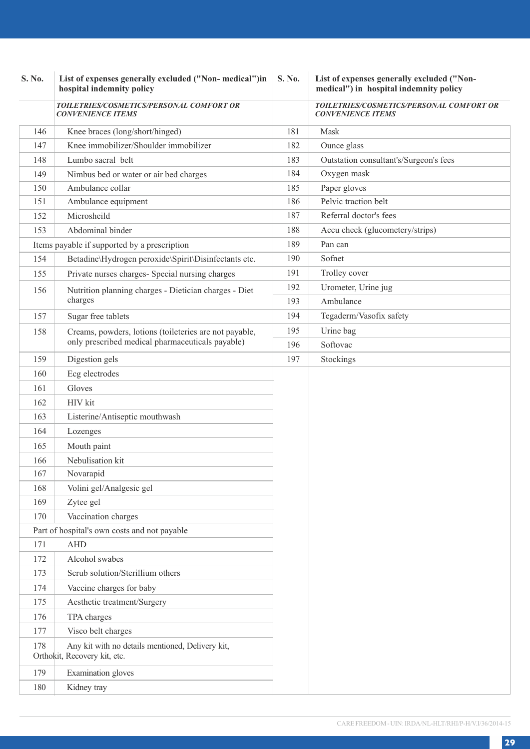| S. No. | List of expenses generally excluded ("Non- medical")in hospital indemnity policy |
|---|---|
| | *TOILETRIES/COSMETICS/PERSONAL COMFORT OR CONVENIENCE ITEMS* |
| 146 | Knee braces (long/short/hinged) |
| 147 | Knee immobilizer/Shoulder immobilizer |
| 148 | Lumbo sacral belt |
| 149 | Nimbus bed or water or air bed charges |
| 150 | Ambulance collar |
| 151 | Ambulance equipment |
| 152 | Microsheild |
| 153 | Abdominal binder |
| Items payable if supported by a prescription | |
| 154 | Betadine\Hydrogen peroxide\Spirit\Disinfectants etc. |
| 155 | Private nurses charges- Special nursing charges |
| 156 | Nutrition planning charges - Dietician charges - Diet charges |
| 157 | Sugar free tablets |
| 158 | Creams, powders, lotions (toileteries are not payable, only prescribed medical pharmaceuticals payable) |
| 159 | Digestion gels |
| 160 | Ecg electrodes |
| 161 | Gloves |
| 162 | HIV kit |
| 163 | Listerine/Antiseptic mouthwash |
| 164 | Lozenges |
| 165 | Mouth paint |
| 166 | Nebulisation kit |
| 167 | Novarapid |
| 168 | Volini gel/Analgesic gel |
| 169 | Zytee gel |
| 170 | Vaccination charges |
| Part of hospital's own costs and not payable | |
| 171 | AHD |
| 172 | Alcohol swabes |
| 173 | Scrub solution/Sterillium others |
| 174 | Vaccine charges for baby |
| 175 | Aesthetic treatment/Surgery |
| 176 | TPA charges |
| 177 | Visco belt charges |
| 178 | Any kit with no details mentioned, Delivery kit, Orthokit, Recovery kit, etc. |
| 179 | Examination gloves |
| 180 | Kidney tray |

| S. No. | List of expenses generally excluded ("Non- medical") in hospital indemnity policy |
|---|---|
| | *TOILETRIES/COSMETICS/PERSONAL COMFORT OR CONVENIENCE ITEMS* |
| 181 | Mask |
| 182 | Ounce glass |
| 183 | Outstation consultant's/Surgeon's fees |
| 184 | Oxygen mask |
| 185 | Paper gloves |
| 186 | Pelvic traction belt |
| 187 | Referral doctor's fees |
| 188 | Accu check (glucometery/strips) |
| 189 | Pan can |
| 190 | Sofnet |
| 191 | Trolley cover |
| 192 | Urometer, Urine jug |
| 193 | Ambulance |
| 194 | Tegaderm/Vasofix safety |
| 195 | Urine bag |
| 196 | Softovac |
| 197 | Stockings |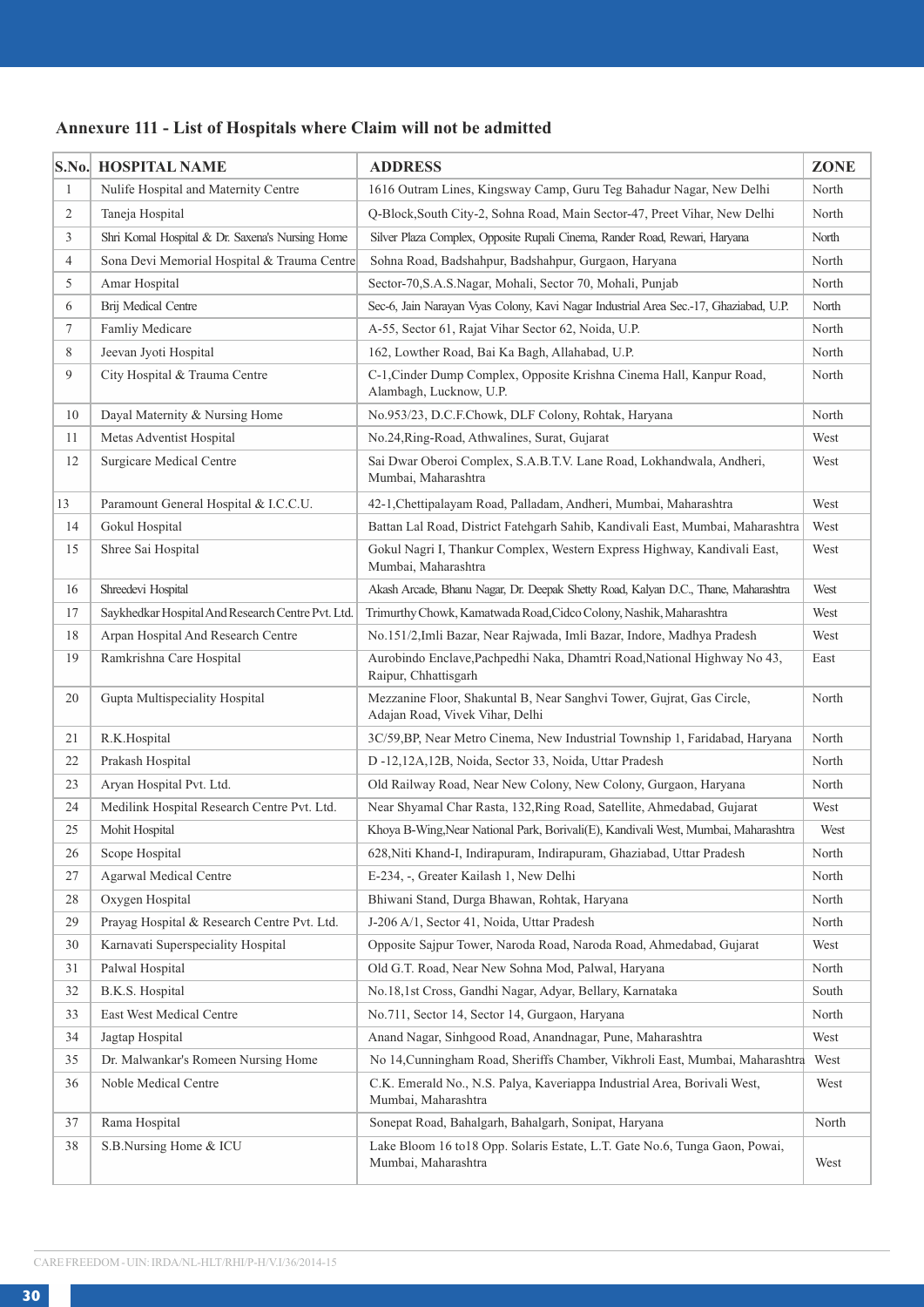## Annexure 111 - List of Hospitals where Claim will not be admitted

| S.No. | HOSPITAL NAME | ADDRESS | ZONE |
|---|---|---|---|
| 1 | Nulife Hospital and Maternity Centre | 1616 Outram Lines, Kingsway Camp, Guru Teg Bahadur Nagar, New Delhi | North |
| 2 | Taneja Hospital | Q-Block,South City-2, Sohna Road, Main Sector-47, Preet Vihar, New Delhi | North |
| 3 | Shri Komal Hospital & Dr. Saxena's Nursing Home | Silver Plaza Complex, Opposite Rupali Cinema, Rander Road, Rewari, Haryana | North |
| 4 | Sona Devi Memorial Hospital & Trauma Centre | Sohna Road, Badshahpur, Badshahpur, Gurgaon, Haryana | North |
| 5 | Amar Hospital | Sector-70,S.A.S.Nagar, Mohali, Sector 70, Mohali, Punjab | North |
| 6 | Brij Medical Centre | Sec-6, Jain Narayan Vyas Colony, Kavi Nagar Industrial Area Sec.-17, Ghaziabad, U.P. | North |
| 7 | Famliy Medicare | A-55, Sector 61, Rajat Vihar Sector 62, Noida, U.P. | North |
| 8 | Jeevan Jyoti Hospital | 162, Lowther Road, Bai Ka Bagh, Allahabad, U.P. | North |
| 9 | City Hospital & Trauma Centre | C-1,Cinder Dump Complex, Opposite Krishna Cinema Hall, Kanpur Road, Alambagh, Lucknow, U.P. | North |
| 10 | Dayal Maternity & Nursing Home | No.953/23, D.C.F.Chowk, DLF Colony, Rohtak, Haryana | North |
| 11 | Metas Adventist Hospital | No.24,Ring-Road, Athwalines, Surat, Gujarat | West |
| 12 | Surgicare Medical Centre | Sai Dwar Oberoi Complex, S.A.B.T.V. Lane Road, Lokhandwala, Andheri, Mumbai, Maharashtra | West |
| 13 | Paramount General Hospital & I.C.C.U. | 42-1,Chettipalayam Road, Palladam, Andheri, Mumbai, Maharashtra | West |
| 14 | Gokul Hospital | Battan Lal Road, District Fatehgarh Sahib, Kandivali East, Mumbai, Maharashtra | West |
| 15 | Shree Sai Hospital | Gokul Nagri I, Thankur Complex, Western Express Highway, Kandivali East, Mumbai, Maharashtra | West |
| 16 | Shreedevi Hospital | Akash Arcade, Bhanu Nagar, Dr. Deepak Shetty Road, Kalyan D.C., Thane, Maharashtra | West |
| 17 | Saykhedkar Hospital And Research Centre Pvt. Ltd. | Trimurthy Chowk, Kamatwada Road,Cidco Colony, Nashik, Maharashtra | West |
| 18 | Arpan Hospital And Research Centre | No.151/2,Imli Bazar, Near Rajwada, Imli Bazar, Indore, Madhya Pradesh | West |
| 19 | Ramkrishna Care Hospital | Aurobindo Enclave,Pachpedhi Naka, Dhamtri Road,National Highway No 43, Raipur, Chhattisgarh | East |
| 20 | Gupta Multispeciality Hospital | Mezzanine Floor, Shakuntal B, Near Sanghvi Tower, Gujrat, Gas Circle, Adajan Road, Vivek Vihar, Delhi | North |
| 21 | R.K.Hospital | 3C/59,BP, Near Metro Cinema, New Industrial Township 1, Faridabad, Haryana | North |
| 22 | Prakash Hospital | D -12,12A,12B, Noida, Sector 33, Noida, Uttar Pradesh | North |
| 23 | Aryan Hospital Pvt. Ltd. | Old Railway Road, Near New Colony, New Colony, Gurgaon, Haryana | North |
| 24 | Medilink Hospital Research Centre Pvt. Ltd. | Near Shyamal Char Rasta, 132,Ring Road, Satellite, Ahmedabad, Gujarat | West |
| 25 | Mohit Hospital | Khoya B-Wing,Near National Park, Borivali(E), Kandivali West, Mumbai, Maharashtra | West |
| 26 | Scope Hospital | 628,Niti Khand-I, Indirapuram, Indirapuram, Ghaziabad, Uttar Pradesh | North |
| 27 | Agarwal Medical Centre | E-234, -, Greater Kailash 1, New Delhi | North |
| 28 | Oxygen Hospital | Bhiwani Stand, Durga Bhawan, Rohtak, Haryana | North |
| 29 | Prayag Hospital & Research Centre Pvt. Ltd. | J-206 A/1, Sector 41, Noida, Uttar Pradesh | North |
| 30 | Karnavati Superspeciality Hospital | Opposite Sajpur Tower, Naroda Road, Naroda Road, Ahmedabad, Gujarat | West |
| 31 | Palwal Hospital | Old G.T. Road, Near New Sohna Mod, Palwal, Haryana | North |
| 32 | B.K.S. Hospital | No.18,1st Cross, Gandhi Nagar, Adyar, Bellary, Karnataka | South |
| 33 | East West Medical Centre | No.711, Sector 14, Sector 14, Gurgaon, Haryana | North |
| 34 | Jagtap Hospital | Anand Nagar, Sinhgood Road, Anandnagar, Pune, Maharashtra | West |
| 35 | Dr. Malwankar's Romeen Nursing Home | No 14,Cunningham Road, Sheriffs Chamber, Vikhroli East, Mumbai, Maharashtra | West |
| 36 | Noble Medical Centre | C.K. Emerald No., N.S. Palya, Kaveriappa Industrial Area, Borivali West, Mumbai, Maharashtra | West |
| 37 | Rama Hospital | Sonepat Road, Bahalgarh, Bahalgarh, Sonipat, Haryana | North |
| 38 | S.B.Nursing Home & ICU | Lake Bloom 16 to18 Opp. Solaris Estate, L.T. Gate No.6, Tunga Gaon, Powai, Mumbai, Maharashtra | West |

CARE FREEDOM - UIN: IRDA/NL-HLT/RHI/P-H/V.I/36/2014-15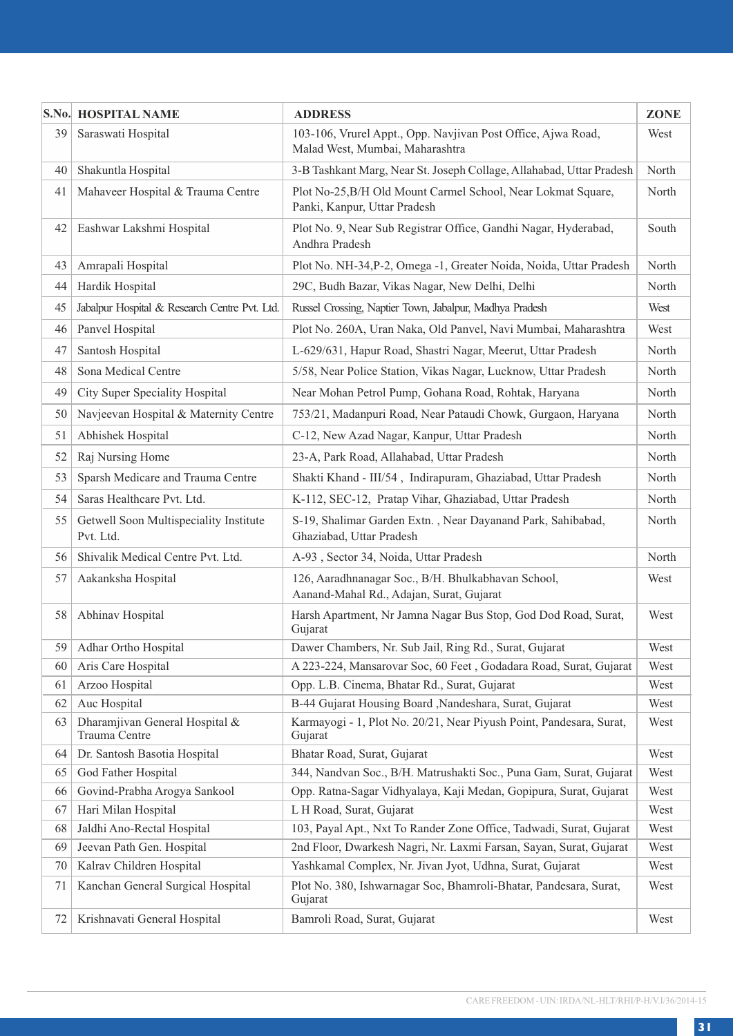| S.No. | HOSPITAL NAME | ADDRESS | ZONE |
|---|---|---|---|
| 39 | Saraswati Hospital | 103-106, Vrurel Appt., Opp. Navjivan Post Office, Ajwa Road, Malad West, Mumbai, Maharashtra | West |
| 40 | Shakuntla Hospital | 3-B Tashkant Marg, Near St. Joseph Collage, Allahabad, Uttar Pradesh | North |
| 41 | Mahaveer Hospital & Trauma Centre | Plot No-25,B/H Old Mount Carmel School, Near Lokmat Square, Panki, Kanpur, Uttar Pradesh | North |
| 42 | Eashwar Lakshmi Hospital | Plot No. 9, Near Sub Registrar Office, Gandhi Nagar, Hyderabad, Andhra Pradesh | South |
| 43 | Amrapali Hospital | Plot No. NH-34,P-2, Omega -1, Greater Noida, Noida, Uttar Pradesh | North |
| 44 | Hardik Hospital | 29C, Budh Bazar, Vikas Nagar, New Delhi, Delhi | North |
| 45 | Jabalpur Hospital & Research Centre Pvt. Ltd. | Russel Crossing, Naptier Town, Jabalpur, Madhya Pradesh | West |
| 46 | Panvel Hospital | Plot No. 260A, Uran Naka, Old Panvel, Navi Mumbai, Maharashtra | West |
| 47 | Santosh Hospital | L-629/631, Hapur Road, Shastri Nagar, Meerut, Uttar Pradesh | North |
| 48 | Sona Medical Centre | 5/58, Near Police Station, Vikas Nagar, Lucknow, Uttar Pradesh | North |
| 49 | City Super Speciality Hospital | Near Mohan Petrol Pump, Gohana Road, Rohtak, Haryana | North |
| 50 | Navjeevan Hospital & Maternity Centre | 753/21, Madanpuri Road, Near Pataudi Chowk, Gurgaon, Haryana | North |
| 51 | Abhishek Hospital | C-12, New Azad Nagar, Kanpur, Uttar Pradesh | North |
| 52 | Raj Nursing Home | 23-A, Park Road, Allahabad, Uttar Pradesh | North |
| 53 | Sparsh Medicare and Trauma Centre | Shakti Khand - III/54 , Indirapuram, Ghaziabad, Uttar Pradesh | North |
| 54 | Saras Healthcare Pvt. Ltd. | K-112, SEC-12, Pratap Vihar, Ghaziabad, Uttar Pradesh | North |
| 55 | Getwell Soon Multispeciality Institute Pvt. Ltd. | S-19, Shalimar Garden Extn. , Near Dayanand Park, Sahibabad, Ghaziabad, Uttar Pradesh | North |
| 56 | Shivalik Medical Centre Pvt. Ltd. | A-93 , Sector 34, Noida, Uttar Pradesh | North |
| 57 | Aakanksha Hospital | 126, Aaradhnanagar Soc., B/H. Bhulkabhavan School, Aanand-Mahal Rd., Adajan, Surat, Gujarat | West |
| 58 | Abhinav Hospital | Harsh Apartment, Nr Jamna Nagar Bus Stop, God Dod Road, Surat, Gujarat | West |
| 59 | Adhar Ortho Hospital | Dawer Chambers, Nr. Sub Jail, Ring Rd., Surat, Gujarat | West |
| 60 | Aris Care Hospital | A 223-224, Mansarovar Soc, 60 Feet , Godadara Road, Surat, Gujarat | West |
| 61 | Arzoo Hospital | Opp. L.B. Cinema, Bhatar Rd., Surat, Gujarat | West |
| 62 | Auc Hospital | B-44 Gujarat Housing Board ,Nandeshara, Surat, Gujarat | West |
| 63 | Dharamjivan General Hospital & Trauma Centre | Karmayogi - 1, Plot No. 20/21, Near Piyush Point, Pandesara, Surat, Gujarat | West |
| 64 | Dr. Santosh Basotia Hospital | Bhatar Road, Surat, Gujarat | West |
| 65 | God Father Hospital | 344, Nandvan Soc., B/H. Matrushakti Soc., Puna Gam, Surat, Gujarat | West |
| 66 | Govind-Prabha Arogya Sankool | Opp. Ratna-Sagar Vidhyalaya, Kaji Medan, Gopipura, Surat, Gujarat | West |
| 67 | Hari Milan Hospital | L H Road, Surat, Gujarat | West |
| 68 | Jaldhi Ano-Rectal Hospital | 103, Payal Apt., Nxt To Rander Zone Office, Tadwadi, Surat, Gujarat | West |
| 69 | Jeevan Path Gen. Hospital | 2nd Floor, Dwarkesh Nagri, Nr. Laxmi Farsan, Sayan, Surat, Gujarat | West |
| 70 | Kalrav Children Hospital | Yashkamal Complex, Nr. Jivan Jyot, Udhna, Surat, Gujarat | West |
| 71 | Kanchan General Surgical Hospital | Plot No. 380, Ishwarnagar Soc, Bhamroli-Bhatar, Pandesara, Surat, Gujarat | West |
| 72 | Krishnavati General Hospital | Bamroli Road, Surat, Gujarat | West |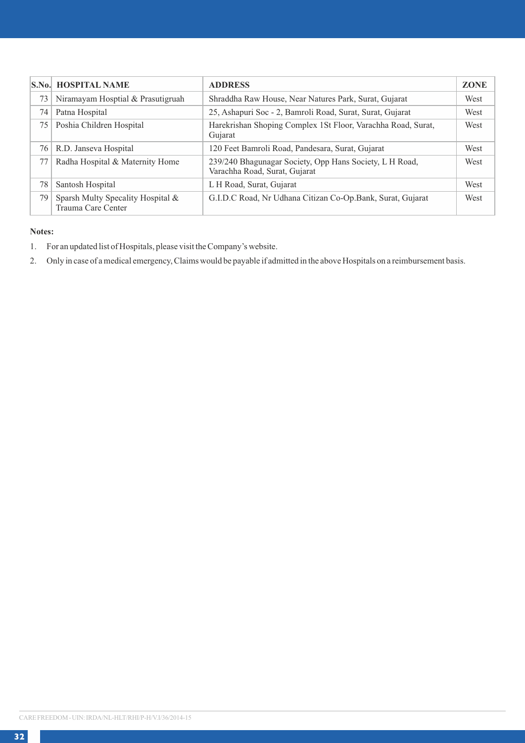| S.No. | HOSPITAL NAME | ADDRESS | ZONE |
|---|---|---|---|
| 73 | Niramayam Hosptial & Prasutigruah | Shraddha Raw House, Near Natures Park, Surat, Gujarat | West |
| 74 | Patna Hospital | 25, Ashapuri Soc - 2, Bamroli Road, Surat, Surat, Gujarat | West |
| 75 | Poshia Children Hospital | Harekrishan Shoping Complex 1St Floor, Varachha Road, Surat, Gujarat | West |
| 76 | R.D. Janseva Hospital | 120 Feet Bamroli Road, Pandesara, Surat, Gujarat | West |
| 77 | Radha Hospital & Maternity Home | 239/240 Bhagunagar Society, Opp Hans Society, L H Road, Varachha Road, Surat, Gujarat | West |
| 78 | Santosh Hospital | L H Road, Surat, Gujarat | West |
| 79 | Sparsh Multy Specality Hospital & Trauma Care Center | G.I.D.C Road, Nr Udhana Citizan Co-Op.Bank, Surat, Gujarat | West |

**Notes:**

1. For an updated list of Hospitals, please visit the Company's website.
2. Only in case of a medical emergency, Claims would be payable if admitted in the above Hospitals on a reimbursement basis.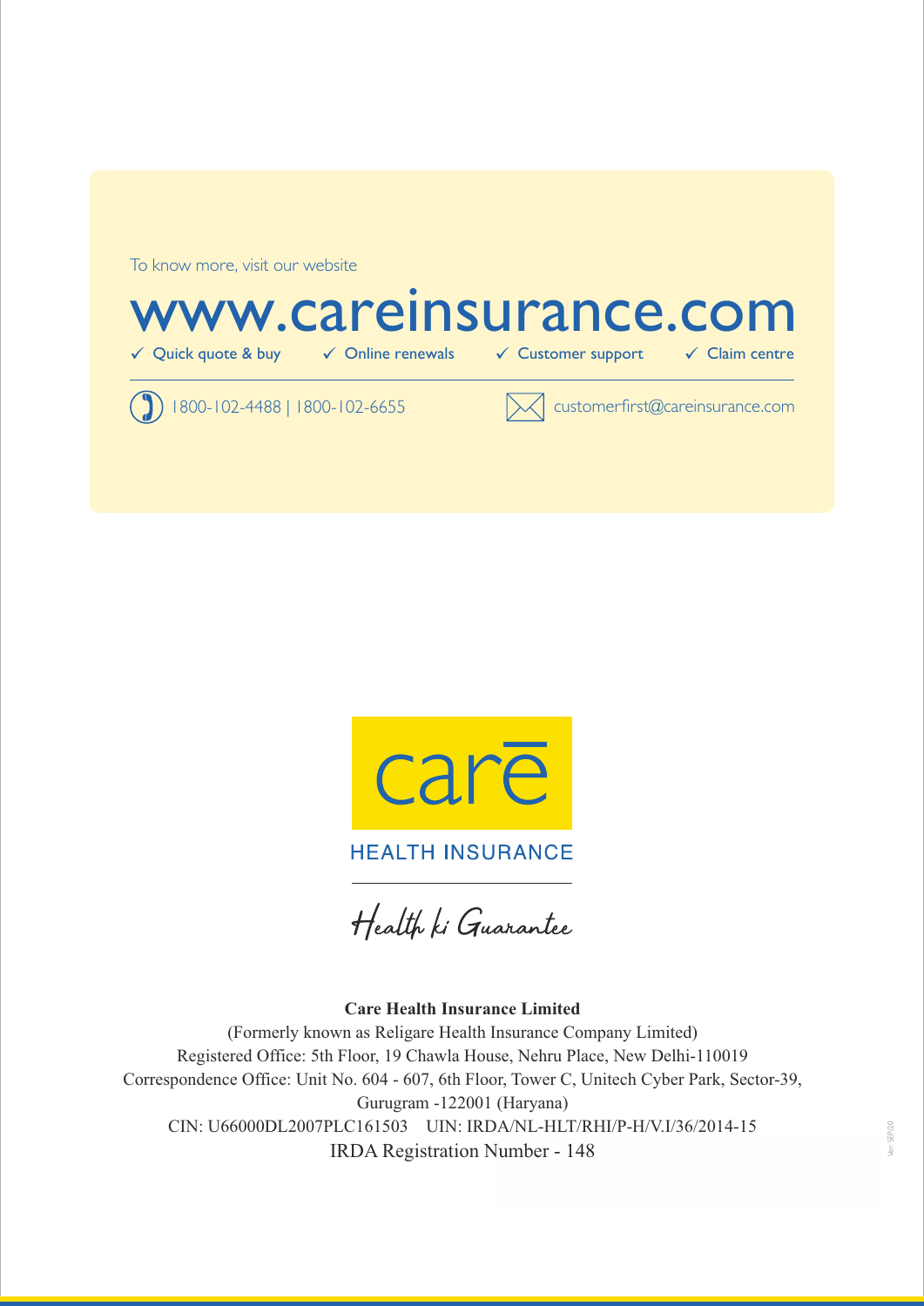To know more, visit our website

# www.careinsurance.com

✓ Quick quote & buy ✓ Online renewals ✓ Customer support ✓ Claim centre

1800-102-4488 | 1800-102-6655

customerfirst@careinsurance.com

care

HEALTH INSURANCE

Health ki Guarantee

**Care Health Insurance Limited**

(Formerly known as Religare Health Insurance Company Limited)

Registered Office: 5th Floor, 19 Chawla House, Nehru Place, New Delhi-110019

Correspondence Office: Unit No. 604 - 607, 6th Floor, Tower C, Unitech Cyber Park, Sector-39, Gurugram -122001 (Haryana)

CIN: U66000DL2007PLC161503 UIN: IRDA/NL-HLT/RHI/P-H/V.I/36/2014-15

IRDA Registration Number - 148

Ver: SEP/20